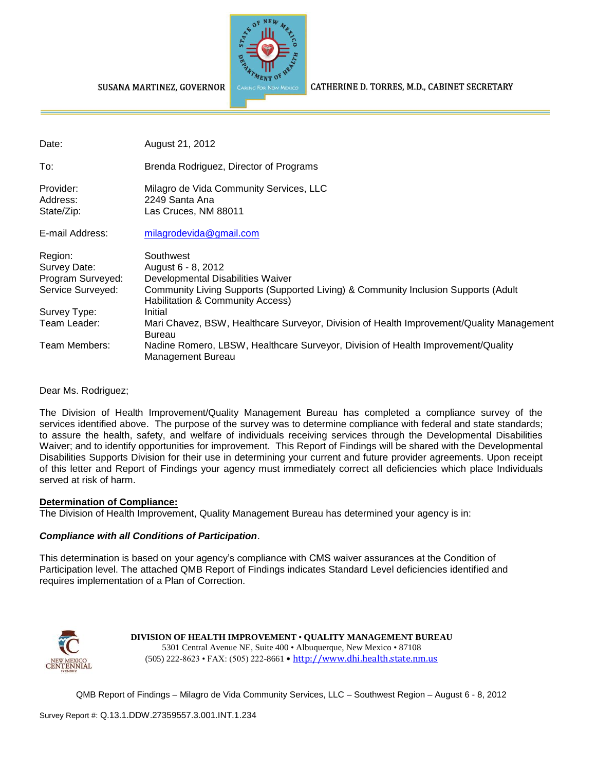SUSANA MARTINEZ, GOVERNOR

CATHERINE D. TORRES, M.D., CABINET SECRETARY

| | |
|---|---|
| Date: | August 21, 2012 |
| To: | Brenda Rodriguez, Director of Programs |
| Provider: | Milagro de Vida Community Services, LLC |
| Address: | 2249 Santa Ana |
| State/Zip: | Las Cruces, NM 88011 |
| E-mail Address: | milagrodevida@gmail.com |
| Region: | Southwest |
| Survey Date: | August 6 - 8, 2012 |
| Program Surveyed: | Developmental Disabilities Waiver |
| Service Surveyed: | Community Living Supports (Supported Living) & Community Inclusion Supports (Adult Habilitation & Community Access) |
| Survey Type: | Initial |
| Team Leader: | Mari Chavez, BSW, Healthcare Surveyor, Division of Health Improvement/Quality Management Bureau |
| Team Members: | Nadine Romero, LBSW, Healthcare Surveyor, Division of Health Improvement/Quality Management Bureau |

Dear Ms. Rodriguez;

The Division of Health Improvement/Quality Management Bureau has completed a compliance survey of the services identified above. The purpose of the survey was to determine compliance with federal and state standards; to assure the health, safety, and welfare of individuals receiving services through the Developmental Disabilities Waiver; and to identify opportunities for improvement. This Report of Findings will be shared with the Developmental Disabilities Supports Division for their use in determining your current and future provider agreements. Upon receipt of this letter and Report of Findings your agency must immediately correct all deficiencies which place Individuals served at risk of harm.

**Determination of Compliance:**

The Division of Health Improvement, Quality Management Bureau has determined your agency is in:

***Compliance with all Conditions of Participation***.

This determination is based on your agency's compliance with CMS waiver assurances at the Condition of Participation level. The attached QMB Report of Findings indicates Standard Level deficiencies identified and requires implementation of a Plan of Correction.

**DIVISION OF HEALTH IMPROVEMENT • QUALITY MANAGEMENT BUREAU**
5301 Central Avenue NE, Suite 400 • Albuquerque, New Mexico • 87108
(505) 222-8623 • FAX: (505) 222-8661 • http://www.dhi.health.state.nm.us

QMB Report of Findings – Milagro de Vida Community Services, LLC – Southwest Region – August 6 - 8, 2012

Survey Report #: Q.13.1.DDW.27359557.3.001.INT.1.234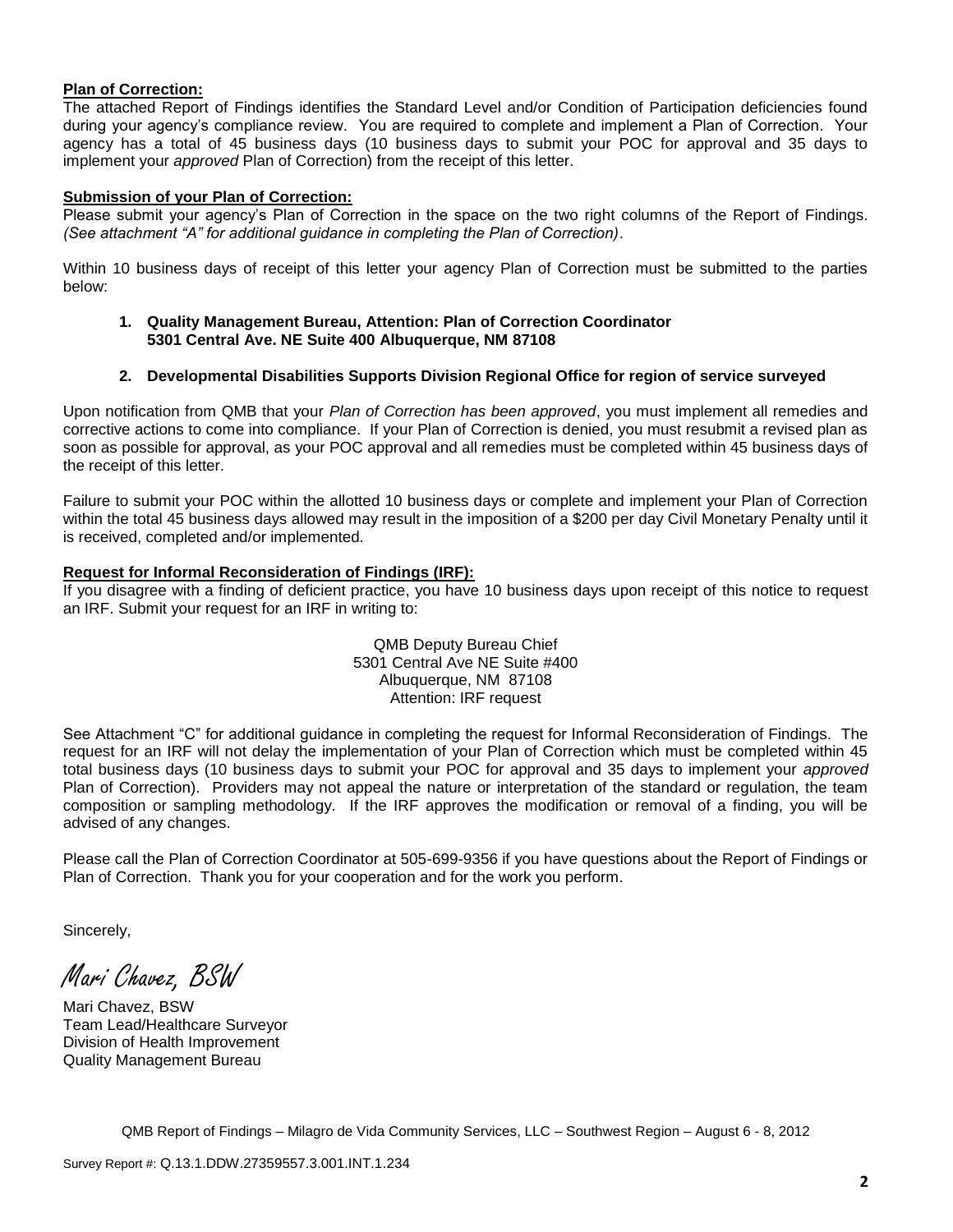**Plan of Correction:**
The attached Report of Findings identifies the Standard Level and/or Condition of Participation deficiencies found during your agency's compliance review. You are required to complete and implement a Plan of Correction. Your agency has a total of 45 business days (10 business days to submit your POC for approval and 35 days to implement your *approved* Plan of Correction) from the receipt of this letter.

**Submission of your Plan of Correction:**
Please submit your agency's Plan of Correction in the space on the two right columns of the Report of Findings. *(See attachment "A" for additional guidance in completing the Plan of Correction)*.

Within 10 business days of receipt of this letter your agency Plan of Correction must be submitted to the parties below:

1. **Quality Management Bureau, Attention: Plan of Correction Coordinator 5301 Central Ave. NE Suite 400 Albuquerque, NM 87108**

2. **Developmental Disabilities Supports Division Regional Office for region of service surveyed**

Upon notification from QMB that your *Plan of Correction has been approved*, you must implement all remedies and corrective actions to come into compliance. If your Plan of Correction is denied, you must resubmit a revised plan as soon as possible for approval, as your POC approval and all remedies must be completed within 45 business days of the receipt of this letter.

Failure to submit your POC within the allotted 10 business days or complete and implement your Plan of Correction within the total 45 business days allowed may result in the imposition of a $200 per day Civil Monetary Penalty until it is received, completed and/or implemented.

**Request for Informal Reconsideration of Findings (IRF):**
If you disagree with a finding of deficient practice, you have 10 business days upon receipt of this notice to request an IRF. Submit your request for an IRF in writing to:

QMB Deputy Bureau Chief
5301 Central Ave NE Suite #400
Albuquerque, NM 87108
Attention: IRF request

See Attachment "C" for additional guidance in completing the request for Informal Reconsideration of Findings. The request for an IRF will not delay the implementation of your Plan of Correction which must be completed within 45 total business days (10 business days to submit your POC for approval and 35 days to implement your *approved* Plan of Correction). Providers may not appeal the nature or interpretation of the standard or regulation, the team composition or sampling methodology. If the IRF approves the modification or removal of a finding, you will be advised of any changes.

Please call the Plan of Correction Coordinator at 505-699-9356 if you have questions about the Report of Findings or Plan of Correction. Thank you for your cooperation and for the work you perform.

Sincerely,

*Mari Chavez, BSW*

Mari Chavez, BSW
Team Lead/Healthcare Surveyor
Division of Health Improvement
Quality Management Bureau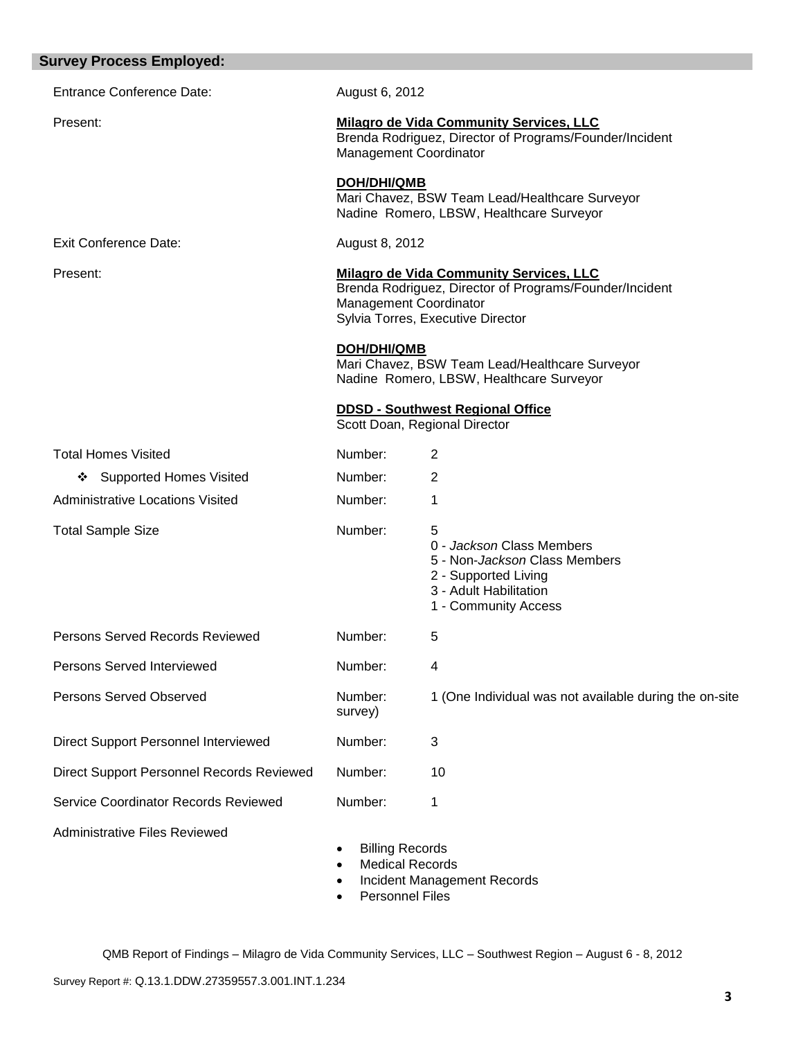## Survey Process Employed:

| | | |
|---|---|---|
| Entrance Conference Date: | August 6, 2012 | |
| Present: | **Milagro de Vida Community Services, LLC**<br>Brenda Rodriguez, Director of Programs/Founder/Incident Management Coordinator<br><br>**DOH/DHI/QMB**<br>Mari Chavez, BSW Team Lead/Healthcare Surveyor<br>Nadine Romero, LBSW, Healthcare Surveyor | |
| Exit Conference Date: | August 8, 2012 | |
| Present: | **Milagro de Vida Community Services, LLC**<br>Brenda Rodriguez, Director of Programs/Founder/Incident Management Coordinator<br>Sylvia Torres, Executive Director<br><br>**DOH/DHI/QMB**<br>Mari Chavez, BSW Team Lead/Healthcare Surveyor<br>Nadine Romero, LBSW, Healthcare Surveyor<br><br>**DDSD - Southwest Regional Office**<br>Scott Doan, Regional Director | |
| Total Homes Visited | Number: | 2 |
| ❖ Supported Homes Visited | Number: | 2 |
| Administrative Locations Visited | Number: | 1 |
| Total Sample Size | Number: | 5<br>0 - *Jackson* Class Members<br>5 - Non-*Jackson* Class Members<br>2 - Supported Living<br>3 - Adult Habilitation<br>1 - Community Access |
| Persons Served Records Reviewed | Number: | 5 |
| Persons Served Interviewed | Number: | 4 |
| Persons Served Observed | Number: | 1 (One Individual was not available during the on-site survey) |
| Direct Support Personnel Interviewed | Number: | 3 |
| Direct Support Personnel Records Reviewed | Number: | 10 |
| Service Coordinator Records Reviewed | Number: | 1 |
| Administrative Files Reviewed | • Billing Records<br>• Medical Records<br>• Incident Management Records<br>• Personnel Files | |

QMB Report of Findings – Milagro de Vida Community Services, LLC – Southwest Region – August 6 - 8, 2012

Survey Report #: Q.13.1.DDW.27359557.3.001.INT.1.234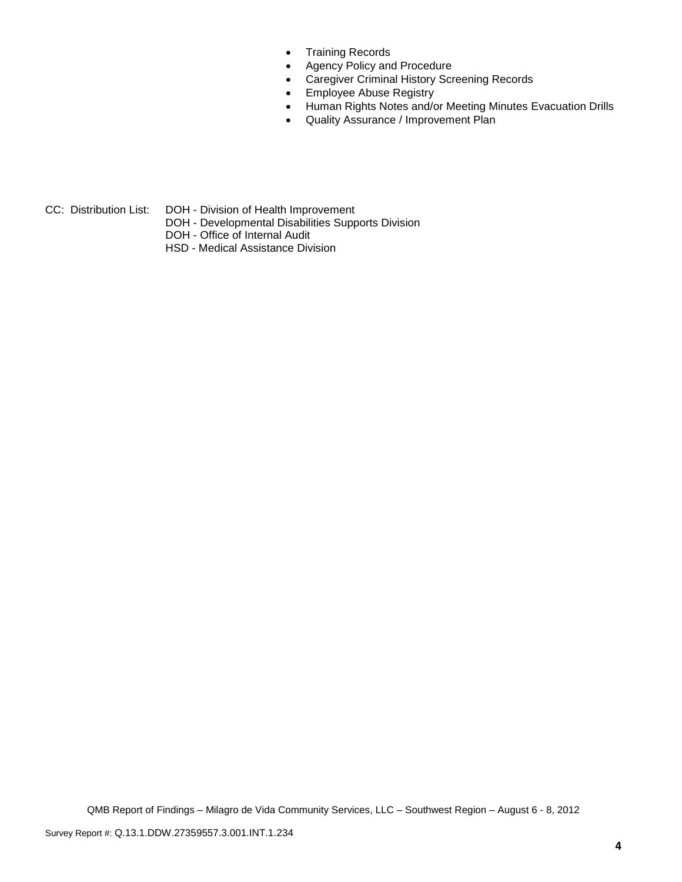- Training Records
- Agency Policy and Procedure
- Caregiver Criminal History Screening Records
- Employee Abuse Registry
- Human Rights Notes and/or Meeting Minutes Evacuation Drills
- Quality Assurance / Improvement Plan

CC: Distribution List: DOH - Division of Health Improvement
DOH - Developmental Disabilities Supports Division
DOH - Office of Internal Audit
HSD - Medical Assistance Division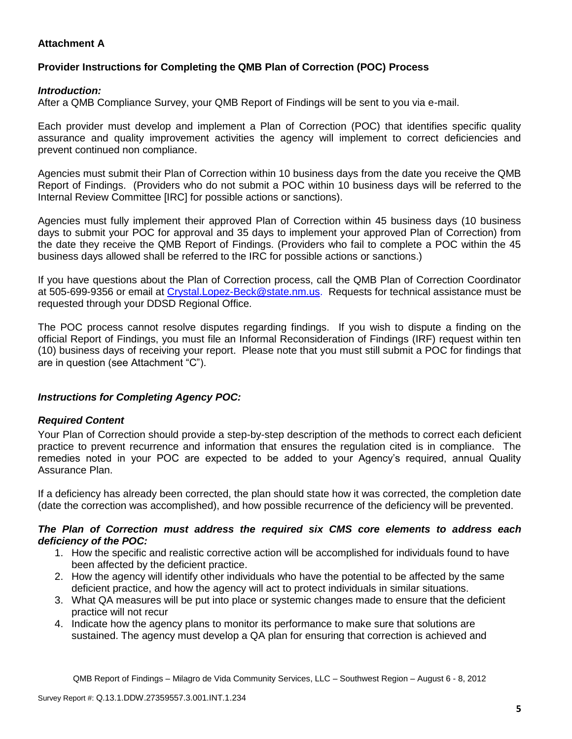**Attachment A**

**Provider Instructions for Completing the QMB Plan of Correction (POC) Process**

***Introduction:***

After a QMB Compliance Survey, your QMB Report of Findings will be sent to you via e-mail.

Each provider must develop and implement a Plan of Correction (POC) that identifies specific quality assurance and quality improvement activities the agency will implement to correct deficiencies and prevent continued non compliance.

Agencies must submit their Plan of Correction within 10 business days from the date you receive the QMB Report of Findings. (Providers who do not submit a POC within 10 business days will be referred to the Internal Review Committee [IRC] for possible actions or sanctions).

Agencies must fully implement their approved Plan of Correction within 45 business days (10 business days to submit your POC for approval and 35 days to implement your approved Plan of Correction) from the date they receive the QMB Report of Findings. (Providers who fail to complete a POC within the 45 business days allowed shall be referred to the IRC for possible actions or sanctions.)

If you have questions about the Plan of Correction process, call the QMB Plan of Correction Coordinator at 505-699-9356 or email at Crystal.Lopez-Beck@state.nm.us. Requests for technical assistance must be requested through your DDSD Regional Office.

The POC process cannot resolve disputes regarding findings. If you wish to dispute a finding on the official Report of Findings, you must file an Informal Reconsideration of Findings (IRF) request within ten (10) business days of receiving your report. Please note that you must still submit a POC for findings that are in question (see Attachment "C").

***Instructions for Completing Agency POC:***

***Required Content***

Your Plan of Correction should provide a step-by-step description of the methods to correct each deficient practice to prevent recurrence and information that ensures the regulation cited is in compliance. The remedies noted in your POC are expected to be added to your Agency's required, annual Quality Assurance Plan.

If a deficiency has already been corrected, the plan should state how it was corrected, the completion date (date the correction was accomplished), and how possible recurrence of the deficiency will be prevented.

***The Plan of Correction must address the required six CMS core elements to address each deficiency of the POC:***

1. How the specific and realistic corrective action will be accomplished for individuals found to have been affected by the deficient practice.
2. How the agency will identify other individuals who have the potential to be affected by the same deficient practice, and how the agency will act to protect individuals in similar situations.
3. What QA measures will be put into place or systemic changes made to ensure that the deficient practice will not recur
4. Indicate how the agency plans to monitor its performance to make sure that solutions are sustained. The agency must develop a QA plan for ensuring that correction is achieved and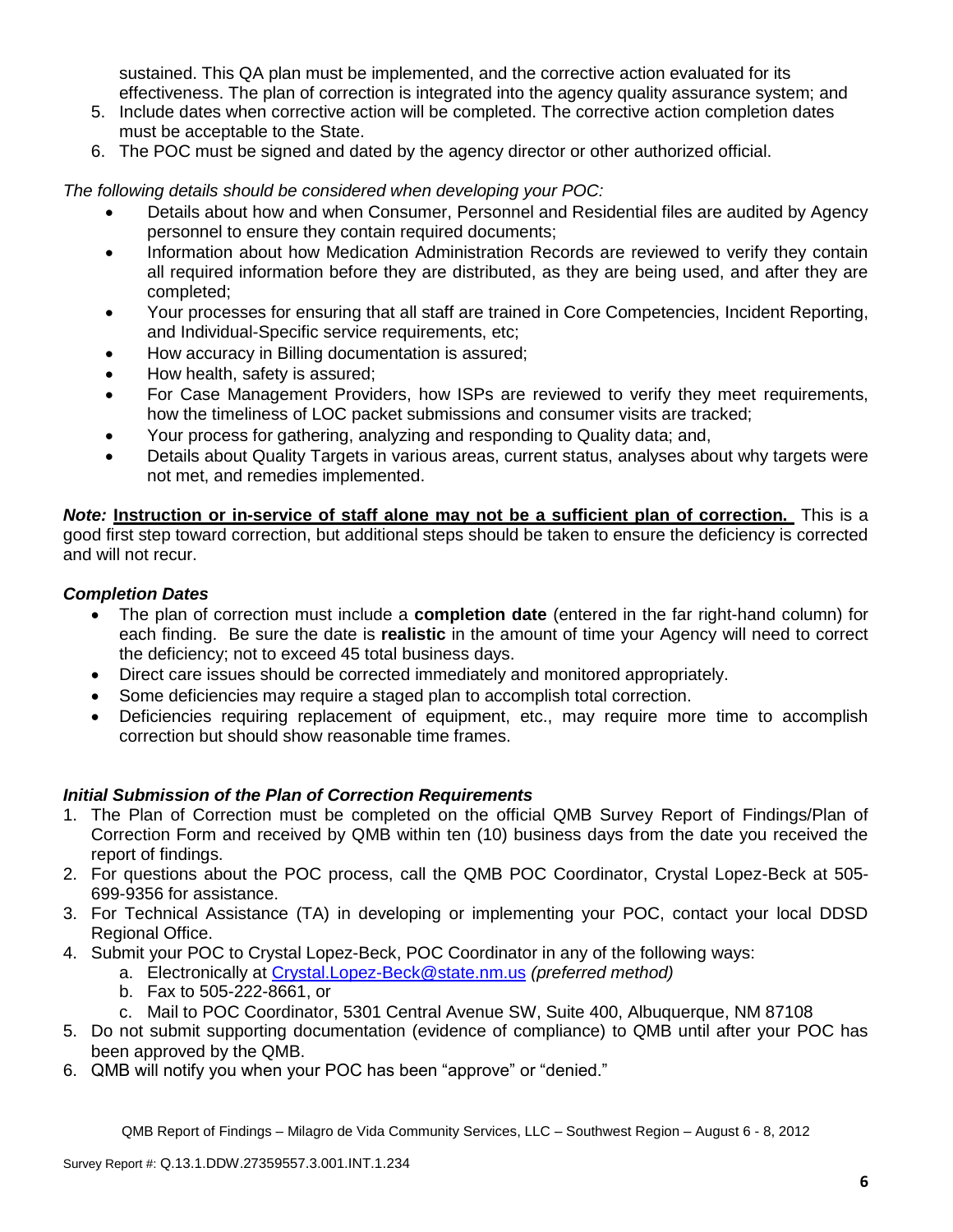sustained. This QA plan must be implemented, and the corrective action evaluated for its effectiveness. The plan of correction is integrated into the agency quality assurance system; and

5. Include dates when corrective action will be completed. The corrective action completion dates must be acceptable to the State.
6. The POC must be signed and dated by the agency director or other authorized official.

*The following details should be considered when developing your POC:*

- Details about how and when Consumer, Personnel and Residential files are audited by Agency personnel to ensure they contain required documents;
- Information about how Medication Administration Records are reviewed to verify they contain all required information before they are distributed, as they are being used, and after they are completed;
- Your processes for ensuring that all staff are trained in Core Competencies, Incident Reporting, and Individual-Specific service requirements, etc;
- How accuracy in Billing documentation is assured;
- How health, safety is assured;
- For Case Management Providers, how ISPs are reviewed to verify they meet requirements, how the timeliness of LOC packet submissions and consumer visits are tracked;
- Your process for gathering, analyzing and responding to Quality data; and,
- Details about Quality Targets in various areas, current status, analyses about why targets were not met, and remedies implemented.

***Note:*** **Instruction or in-service of staff alone may not be a sufficient plan of correction.** This is a good first step toward correction, but additional steps should be taken to ensure the deficiency is corrected and will not recur.

### *Completion Dates*

- The plan of correction must include a **completion date** (entered in the far right-hand column) for each finding. Be sure the date is **realistic** in the amount of time your Agency will need to correct the deficiency; not to exceed 45 total business days.
- Direct care issues should be corrected immediately and monitored appropriately.
- Some deficiencies may require a staged plan to accomplish total correction.
- Deficiencies requiring replacement of equipment, etc., may require more time to accomplish correction but should show reasonable time frames.

### *Initial Submission of the Plan of Correction Requirements*

1. The Plan of Correction must be completed on the official QMB Survey Report of Findings/Plan of Correction Form and received by QMB within ten (10) business days from the date you received the report of findings.
2. For questions about the POC process, call the QMB POC Coordinator, Crystal Lopez-Beck at 505-699-9356 for assistance.
3. For Technical Assistance (TA) in developing or implementing your POC, contact your local DDSD Regional Office.
4. Submit your POC to Crystal Lopez-Beck, POC Coordinator in any of the following ways:
   a. Electronically at Crystal.Lopez-Beck@state.nm.us *(preferred method)*
   b. Fax to 505-222-8661, or
   c. Mail to POC Coordinator, 5301 Central Avenue SW, Suite 400, Albuquerque, NM 87108
5. Do not submit supporting documentation (evidence of compliance) to QMB until after your POC has been approved by the QMB.
6. QMB will notify you when your POC has been "approve" or "denied."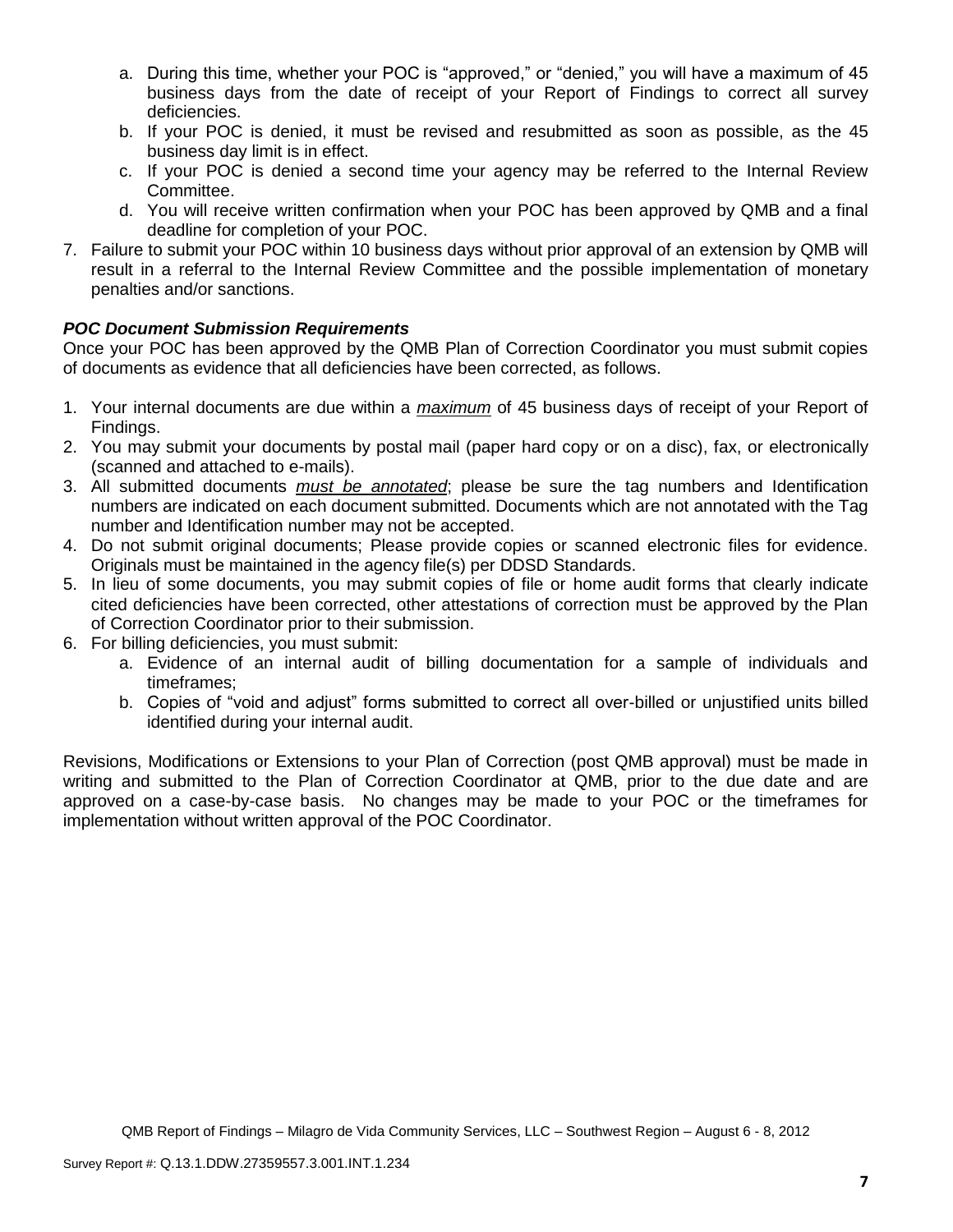a. During this time, whether your POC is "approved," or "denied," you will have a maximum of 45 business days from the date of receipt of your Report of Findings to correct all survey deficiencies.
   b. If your POC is denied, it must be revised and resubmitted as soon as possible, as the 45 business day limit is in effect.
   c. If your POC is denied a second time your agency may be referred to the Internal Review Committee.
   d. You will receive written confirmation when your POC has been approved by QMB and a final deadline for completion of your POC.
7. Failure to submit your POC within 10 business days without prior approval of an extension by QMB will result in a referral to the Internal Review Committee and the possible implementation of monetary penalties and/or sanctions.

***POC Document Submission Requirements***

Once your POC has been approved by the QMB Plan of Correction Coordinator you must submit copies of documents as evidence that all deficiencies have been corrected, as follows.

1. Your internal documents are due within a ***maximum*** of 45 business days of receipt of your Report of Findings.
2. You may submit your documents by postal mail (paper hard copy or on a disc), fax, or electronically (scanned and attached to e-mails).
3. All submitted documents ***must be annotated***; please be sure the tag numbers and Identification numbers are indicated on each document submitted. Documents which are not annotated with the Tag number and Identification number may not be accepted.
4. Do not submit original documents; Please provide copies or scanned electronic files for evidence. Originals must be maintained in the agency file(s) per DDSD Standards.
5. In lieu of some documents, you may submit copies of file or home audit forms that clearly indicate cited deficiencies have been corrected, other attestations of correction must be approved by the Plan of Correction Coordinator prior to their submission.
6. For billing deficiencies, you must submit:
   a. Evidence of an internal audit of billing documentation for a sample of individuals and timeframes;
   b. Copies of "void and adjust" forms submitted to correct all over-billed or unjustified units billed identified during your internal audit.

Revisions, Modifications or Extensions to your Plan of Correction (post QMB approval) must be made in writing and submitted to the Plan of Correction Coordinator at QMB, prior to the due date and are approved on a case-by-case basis. No changes may be made to your POC or the timeframes for implementation without written approval of the POC Coordinator.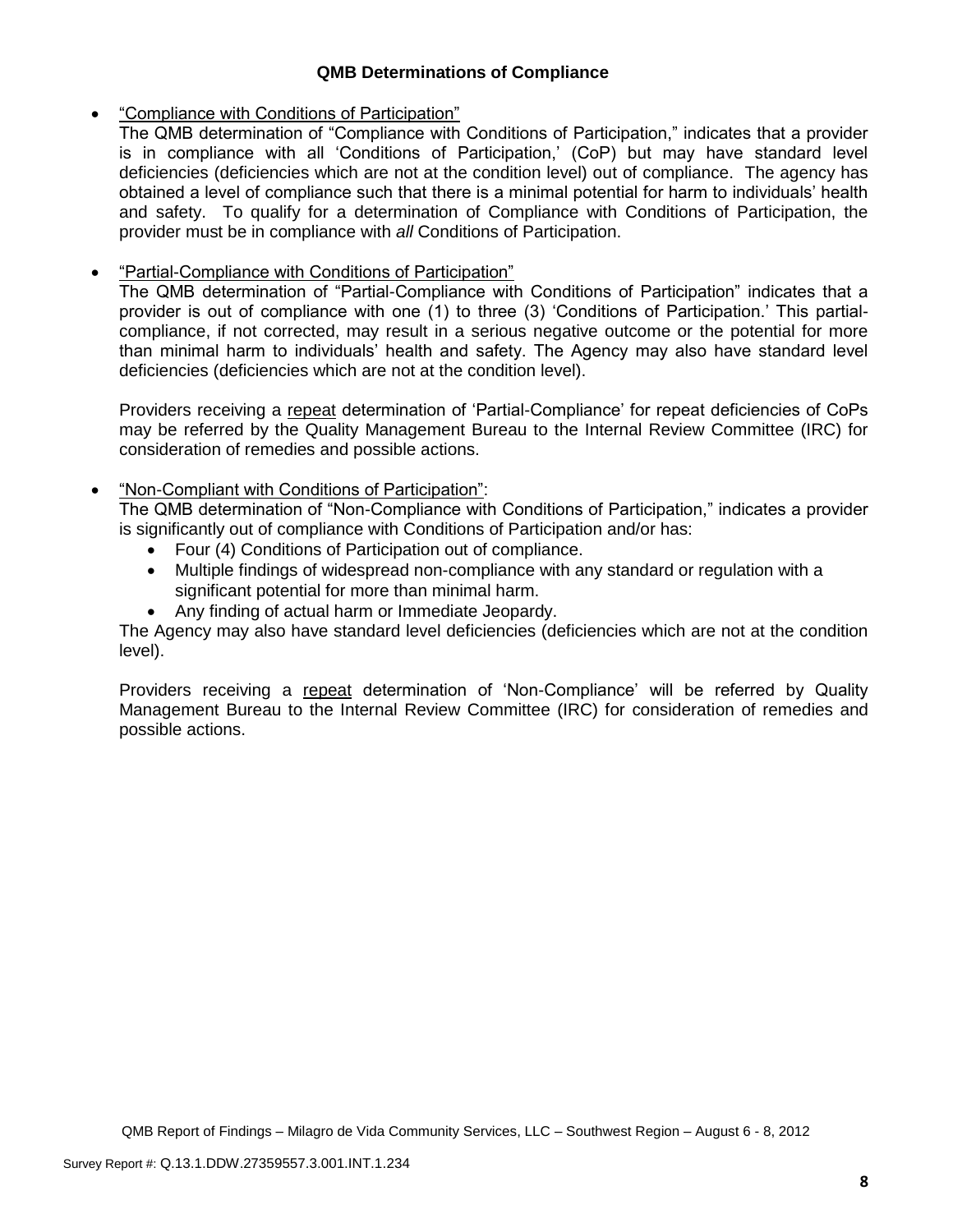### QMB Determinations of Compliance

- "Compliance with Conditions of Participation"
  The QMB determination of "Compliance with Conditions of Participation," indicates that a provider is in compliance with all 'Conditions of Participation,' (CoP) but may have standard level deficiencies (deficiencies which are not at the condition level) out of compliance. The agency has obtained a level of compliance such that there is a minimal potential for harm to individuals' health and safety. To qualify for a determination of Compliance with Conditions of Participation, the provider must be in compliance with *all* Conditions of Participation.

- "Partial-Compliance with Conditions of Participation"
  The QMB determination of "Partial-Compliance with Conditions of Participation" indicates that a provider is out of compliance with one (1) to three (3) 'Conditions of Participation.' This partial-compliance, if not corrected, may result in a serious negative outcome or the potential for more than minimal harm to individuals' health and safety. The Agency may also have standard level deficiencies (deficiencies which are not at the condition level).

  Providers receiving a repeat determination of 'Partial-Compliance' for repeat deficiencies of CoPs may be referred by the Quality Management Bureau to the Internal Review Committee (IRC) for consideration of remedies and possible actions.

- "Non-Compliant with Conditions of Participation":
  The QMB determination of "Non-Compliance with Conditions of Participation," indicates a provider is significantly out of compliance with Conditions of Participation and/or has:
  - Four (4) Conditions of Participation out of compliance.
  - Multiple findings of widespread non-compliance with any standard or regulation with a significant potential for more than minimal harm.
  - Any finding of actual harm or Immediate Jeopardy.

  The Agency may also have standard level deficiencies (deficiencies which are not at the condition level).

  Providers receiving a repeat determination of 'Non-Compliance' will be referred by Quality Management Bureau to the Internal Review Committee (IRC) for consideration of remedies and possible actions.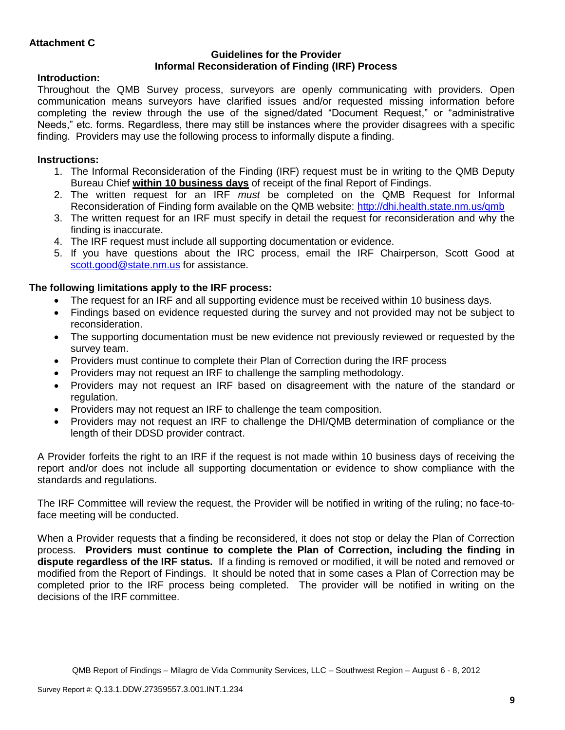**Attachment C**

**Guidelines for the Provider**
**Informal Reconsideration of Finding (IRF) Process**

**Introduction:**

Throughout the QMB Survey process, surveyors are openly communicating with providers. Open communication means surveyors have clarified issues and/or requested missing information before completing the review through the use of the signed/dated "Document Request," or "administrative Needs," etc. forms. Regardless, there may still be instances where the provider disagrees with a specific finding. Providers may use the following process to informally dispute a finding.

**Instructions:**

1. The Informal Reconsideration of the Finding (IRF) request must be in writing to the QMB Deputy Bureau Chief **within 10 business days** of receipt of the final Report of Findings.
2. The written request for an IRF *must* be completed on the QMB Request for Informal Reconsideration of Finding form available on the QMB website: http://dhi.health.state.nm.us/qmb
3. The written request for an IRF must specify in detail the request for reconsideration and why the finding is inaccurate.
4. The IRF request must include all supporting documentation or evidence.
5. If you have questions about the IRC process, email the IRF Chairperson, Scott Good at scott.good@state.nm.us for assistance.

**The following limitations apply to the IRF process:**

- The request for an IRF and all supporting evidence must be received within 10 business days.
- Findings based on evidence requested during the survey and not provided may not be subject to reconsideration.
- The supporting documentation must be new evidence not previously reviewed or requested by the survey team.
- Providers must continue to complete their Plan of Correction during the IRF process
- Providers may not request an IRF to challenge the sampling methodology.
- Providers may not request an IRF based on disagreement with the nature of the standard or regulation.
- Providers may not request an IRF to challenge the team composition.
- Providers may not request an IRF to challenge the DHI/QMB determination of compliance or the length of their DDSD provider contract.

A Provider forfeits the right to an IRF if the request is not made within 10 business days of receiving the report and/or does not include all supporting documentation or evidence to show compliance with the standards and regulations.

The IRF Committee will review the request, the Provider will be notified in writing of the ruling; no face-to-face meeting will be conducted.

When a Provider requests that a finding be reconsidered, it does not stop or delay the Plan of Correction process. **Providers must continue to complete the Plan of Correction, including the finding in dispute regardless of the IRF status.** If a finding is removed or modified, it will be noted and removed or modified from the Report of Findings. It should be noted that in some cases a Plan of Correction may be completed prior to the IRF process being completed. The provider will be notified in writing on the decisions of the IRF committee.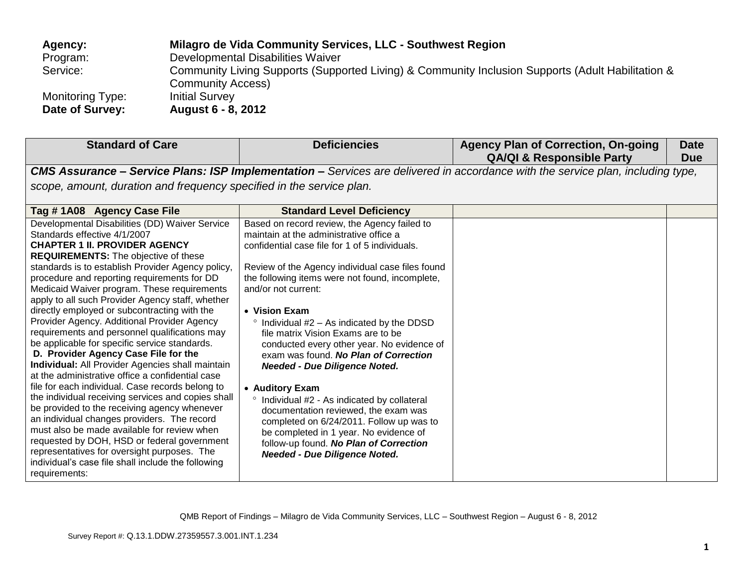**Agency:** **Milagro de Vida Community Services, LLC - Southwest Region**
Program: Developmental Disabilities Waiver
Service: Community Living Supports (Supported Living) & Community Inclusion Supports (Adult Habilitation & Community Access)
Monitoring Type: Initial Survey
**Date of Survey:** **August 6 - 8, 2012**

| Standard of Care | Deficiencies | Agency Plan of Correction, On-going QA/QI & Responsible Party | Date Due |
|---|---|---|---|
| ***CMS Assurance – Service Plans: ISP Implementation –*** *Services are delivered in accordance with the service plan, including type, scope, amount, duration and frequency specified in the service plan.* | | | |
| **Tag # 1A08 Agency Case File** | **Standard Level Deficiency** | | |
| Developmental Disabilities (DD) Waiver Service Standards effective 4/1/2007<br>**CHAPTER 1 II. PROVIDER AGENCY REQUIREMENTS:** The objective of these standards is to establish Provider Agency policy, procedure and reporting requirements for DD Medicaid Waiver program. These requirements apply to all such Provider Agency staff, whether directly employed or subcontracting with the Provider Agency. Additional Provider Agency requirements and personnel qualifications may be applicable for specific service standards.<br>**D. Provider Agency Case File for the Individual:** All Provider Agencies shall maintain at the administrative office a confidential case file for each individual. Case records belong to the individual receiving services and copies shall be provided to the receiving agency whenever an individual changes providers. The record must also be made available for review when requested by DOH, HSD or federal government representatives for oversight purposes. The individual's case file shall include the following requirements: | Based on record review, the Agency failed to maintain at the administrative office a confidential case file for 1 of 5 individuals.<br><br>Review of the Agency individual case files found the following items were not found, incomplete, and/or not current:<br><br>• **Vision Exam**<br>  ° Individual #2 – As indicated by the DDSD file matrix Vision Exams are to be conducted every other year. No evidence of exam was found. ***No Plan of Correction Needed - Due Diligence Noted.***<br><br>• **Auditory Exam**<br>  ° Individual #2 - As indicated by collateral documentation reviewed, the exam was completed on 6/24/2011. Follow up was to be completed in 1 year. No evidence of follow-up found. ***No Plan of Correction Needed - Due Diligence Noted.*** | | |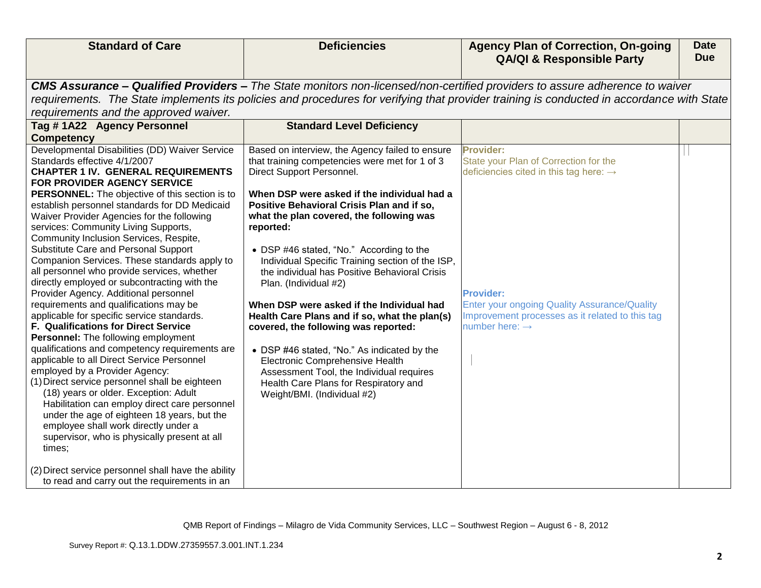| Standard of Care | Deficiencies | Agency Plan of Correction, On-going QA/QI & Responsible Party | Date Due |
|---|---|---|---|
| ***CMS Assurance – Qualified Providers –*** *The State monitors non-licensed/non-certified providers to assure adherence to waiver requirements. The State implements its policies and procedures for verifying that provider training is conducted in accordance with State requirements and the approved waiver.* | | | |
| **Tag # 1A22 Agency Personnel Competency** | **Standard Level Deficiency** | | |
| Developmental Disabilities (DD) Waiver Service Standards effective 4/1/2007<br>**CHAPTER 1 IV. GENERAL REQUIREMENTS FOR PROVIDER AGENCY SERVICE PERSONNEL:** The objective of this section is to establish personnel standards for DD Medicaid Waiver Provider Agencies for the following services: Community Living Supports, Community Inclusion Services, Respite, Substitute Care and Personal Support Companion Services. These standards apply to all personnel who provide services, whether directly employed or subcontracting with the Provider Agency. Additional personnel requirements and qualifications may be applicable for specific service standards.<br>**F. Qualifications for Direct Service Personnel:** The following employment qualifications and competency requirements are applicable to all Direct Service Personnel employed by a Provider Agency:<br>(1) Direct service personnel shall be eighteen (18) years or older. Exception: Adult Habilitation can employ direct care personnel under the age of eighteen 18 years, but the employee shall work directly under a supervisor, who is physically present at all times;<br><br>(2) Direct service personnel shall have the ability to read and carry out the requirements in an | Based on interview, the Agency failed to ensure that training competencies were met for 1 of 3 Direct Support Personnel.<br><br>**When DSP were asked if the individual had a Positive Behavioral Crisis Plan and if so, what the plan covered, the following was reported:**<br><br>• DSP #46 stated, "No." According to the Individual Specific Training section of the ISP, the individual has Positive Behavioral Crisis Plan. (Individual #2)<br><br>**When DSP were asked if the Individual had Health Care Plans and if so, what the plan(s) covered, the following was reported:**<br><br>• DSP #46 stated, "No." As indicated by the Electronic Comprehensive Health Assessment Tool, the Individual requires Health Care Plans for Respiratory and Weight/BMI. (Individual #2) | **Provider:**<br>State your Plan of Correction for the deficiencies cited in this tag here: →<br><br><br><br><br><br><br>**Provider:**<br>Enter your ongoing Quality Assurance/Quality Improvement processes as it related to this tag number here: → | |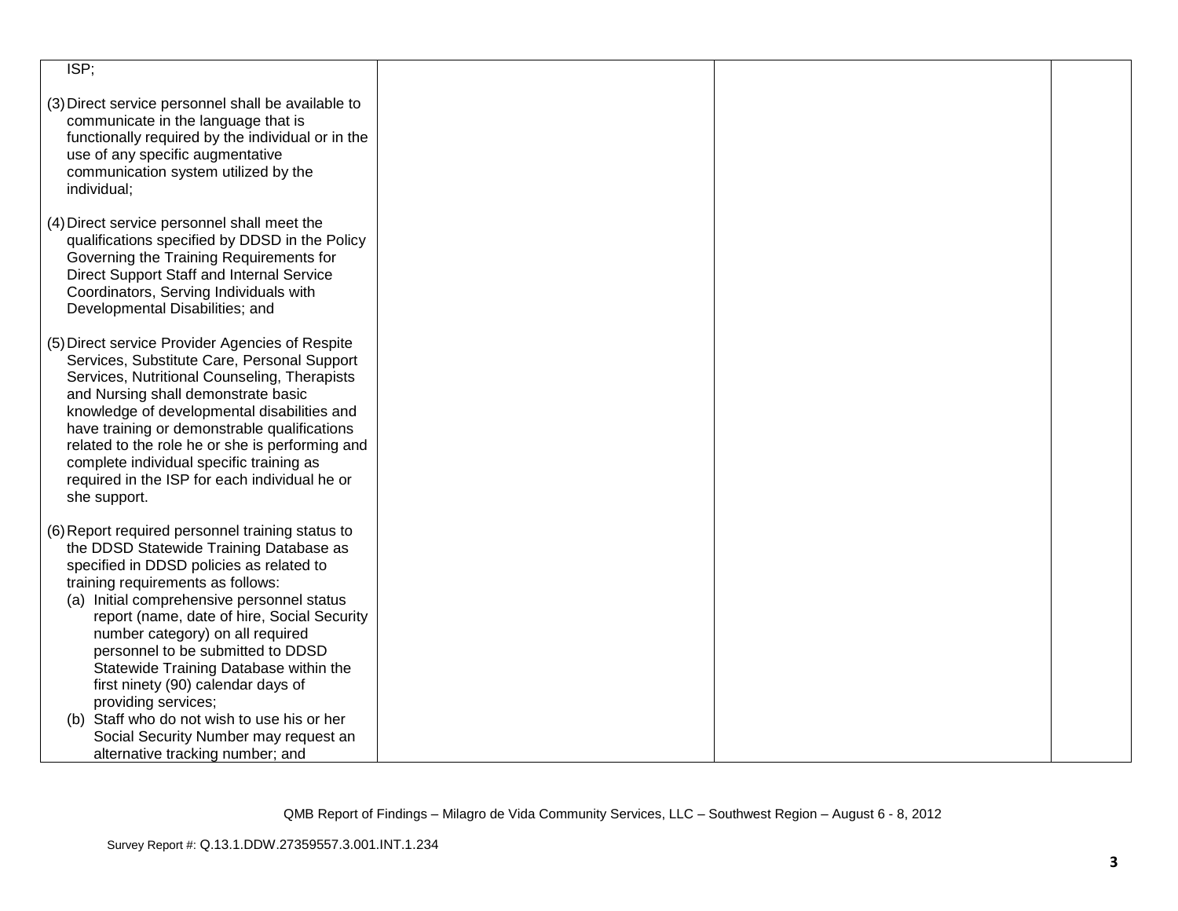| | | | |
|---|---|---|---|
| ISP;<br><br>(3) Direct service personnel shall be available to communicate in the language that is functionally required by the individual or in the use of any specific augmentative communication system utilized by the individual;<br><br>(4) Direct service personnel shall meet the qualifications specified by DDSD in the Policy Governing the Training Requirements for Direct Support Staff and Internal Service Coordinators, Serving Individuals with Developmental Disabilities; and<br><br>(5) Direct service Provider Agencies of Respite Services, Substitute Care, Personal Support Services, Nutritional Counseling, Therapists and Nursing shall demonstrate basic knowledge of developmental disabilities and have training or demonstrable qualifications related to the role he or she is performing and complete individual specific training as required in the ISP for each individual he or she support.<br><br>(6) Report required personnel training status to the DDSD Statewide Training Database as specified in DDSD policies as related to training requirements as follows:<br>(a) Initial comprehensive personnel status report (name, date of hire, Social Security number category) on all required personnel to be submitted to DDSD Statewide Training Database within the first ninety (90) calendar days of providing services;<br>(b) Staff who do not wish to use his or her Social Security Number may request an alternative tracking number; and | | | |

QMB Report of Findings – Milagro de Vida Community Services, LLC – Southwest Region – August 6 - 8, 2012

Survey Report #: Q.13.1.DDW.27359557.3.001.INT.1.234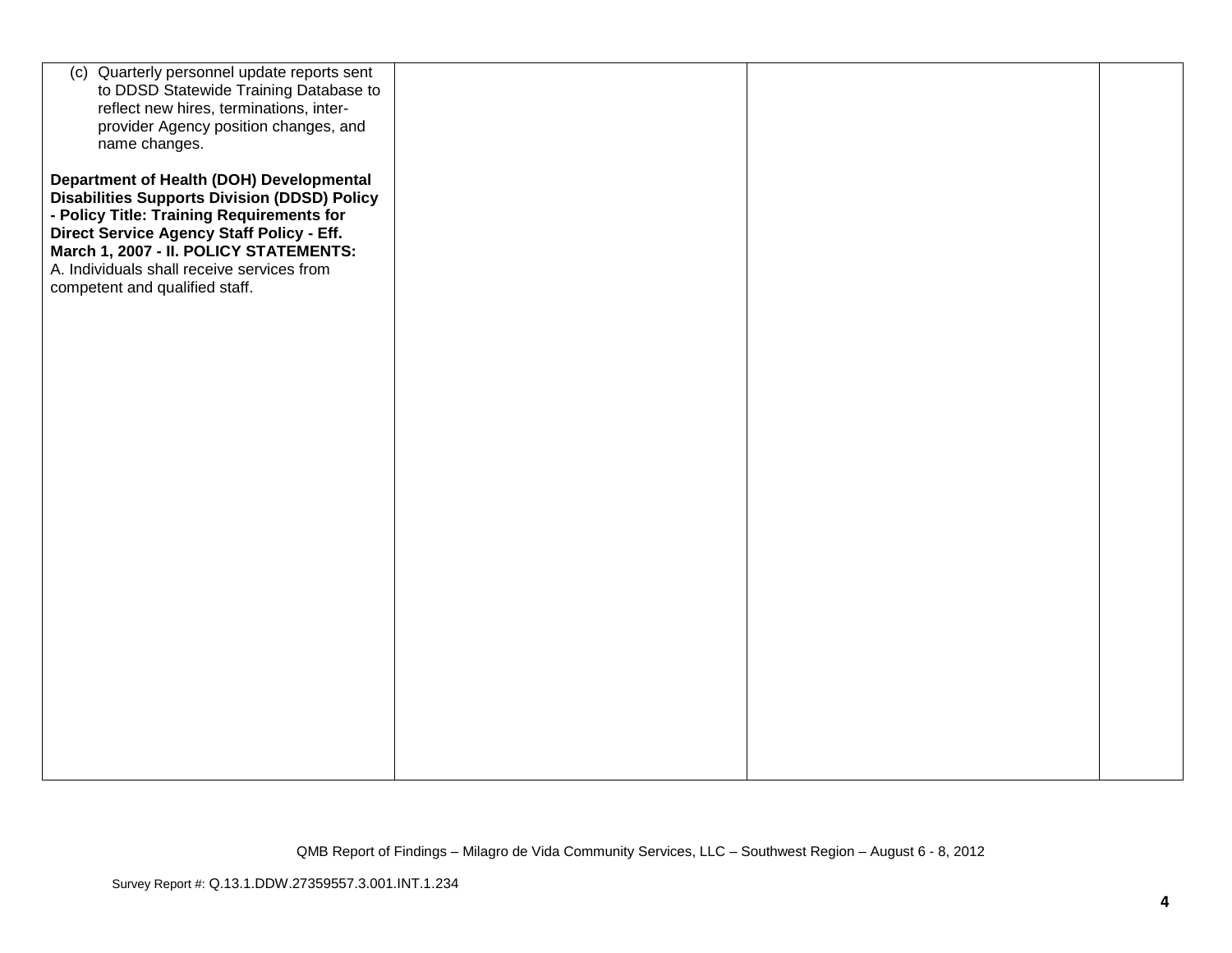| | | | |
|---|---|---|---|
| (c) Quarterly personnel update reports sent to DDSD Statewide Training Database to reflect new hires, terminations, inter-provider Agency position changes, and name changes.<br><br>**Department of Health (DOH) Developmental Disabilities Supports Division (DDSD) Policy - Policy Title: Training Requirements for Direct Service Agency Staff Policy - Eff. March 1, 2007 - II. POLICY STATEMENTS:**<br>A. Individuals shall receive services from competent and qualified staff. | | | |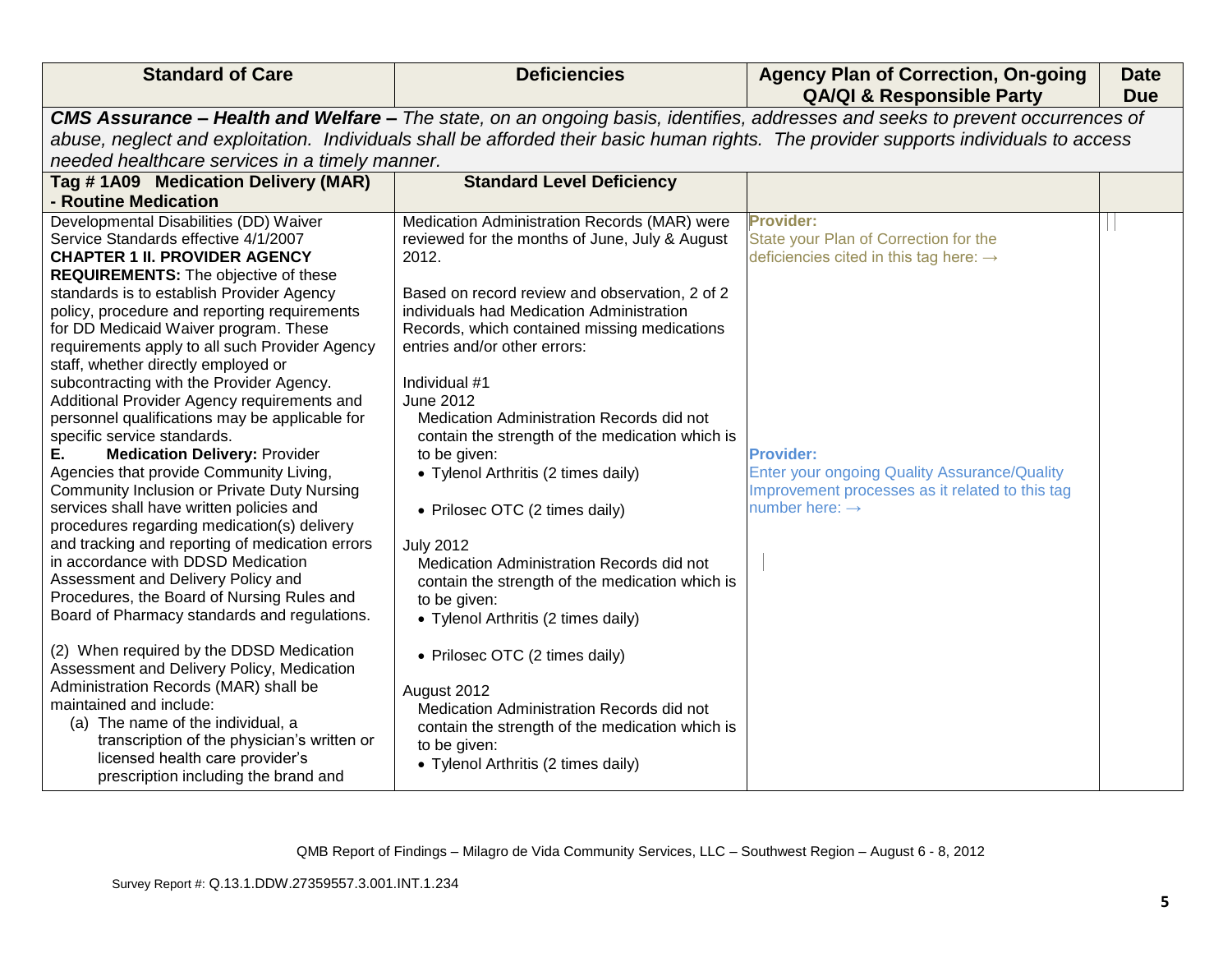| Standard of Care | Deficiencies | Agency Plan of Correction, On-going QA/QI & Responsible Party | Date Due |
|---|---|---|---|
| ***CMS Assurance – Health and Welfare –*** *The state, on an ongoing basis, identifies, addresses and seeks to prevent occurrences of abuse, neglect and exploitation. Individuals shall be afforded their basic human rights. The provider supports individuals to access needed healthcare services in a timely manner.* | | | |
| **Tag # 1A09 Medication Delivery (MAR) - Routine Medication** | **Standard Level Deficiency** | | |
| Developmental Disabilities (DD) Waiver Service Standards effective 4/1/2007<br>**CHAPTER 1 II. PROVIDER AGENCY REQUIREMENTS:** The objective of these standards is to establish Provider Agency policy, procedure and reporting requirements for DD Medicaid Waiver program. These requirements apply to all such Provider Agency staff, whether directly employed or subcontracting with the Provider Agency. Additional Provider Agency requirements and personnel qualifications may be applicable for specific service standards.<br>**E. Medication Delivery:** Provider Agencies that provide Community Living, Community Inclusion or Private Duty Nursing services shall have written policies and procedures regarding medication(s) delivery and tracking and reporting of medication errors in accordance with DDSD Medication Assessment and Delivery Policy and Procedures, the Board of Nursing Rules and Board of Pharmacy standards and regulations.<br><br>(2) When required by the DDSD Medication Assessment and Delivery Policy, Medication Administration Records (MAR) shall be maintained and include:<br>(a) The name of the individual, a transcription of the physician's written or licensed health care provider's prescription including the brand and | Medication Administration Records (MAR) were reviewed for the months of June, July & August 2012.<br><br>Based on record review and observation, 2 of 2 individuals had Medication Administration Records, which contained missing medications entries and/or other errors:<br><br>Individual #1<br>June 2012<br>Medication Administration Records did not contain the strength of the medication which is to be given:<br>• Tylenol Arthritis (2 times daily)<br>• Prilosec OTC (2 times daily)<br><br>July 2012<br>Medication Administration Records did not contain the strength of the medication which is to be given:<br>• Tylenol Arthritis (2 times daily)<br>• Prilosec OTC (2 times daily)<br><br>August 2012<br>Medication Administration Records did not contain the strength of the medication which is to be given:<br>• Tylenol Arthritis (2 times daily) | **Provider:**<br>State your Plan of Correction for the deficiencies cited in this tag here: →<br><br>**Provider:**<br>Enter your ongoing Quality Assurance/Quality Improvement processes as it related to this tag number here: → | |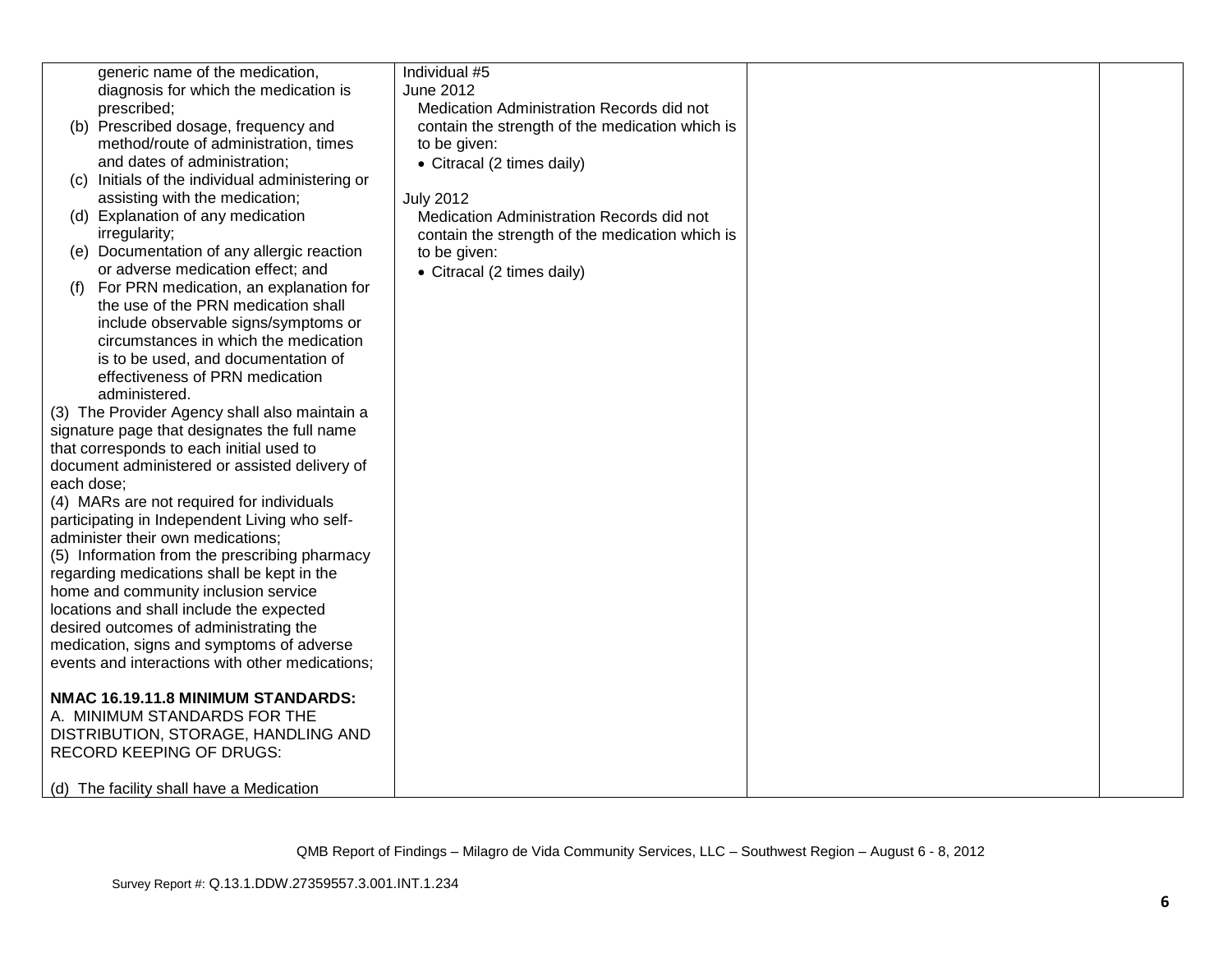| | | | |
|---|---|---|---|
| generic name of the medication, diagnosis for which the medication is prescribed;<br>(b) Prescribed dosage, frequency and method/route of administration, times and dates of administration;<br>(c) Initials of the individual administering or assisting with the medication;<br>(d) Explanation of any medication irregularity;<br>(e) Documentation of any allergic reaction or adverse medication effect; and<br>(f) For PRN medication, an explanation for the use of the PRN medication shall include observable signs/symptoms or circumstances in which the medication is to be used, and documentation of effectiveness of PRN medication administered.<br>(3) The Provider Agency shall also maintain a signature page that designates the full name that corresponds to each initial used to document administered or assisted delivery of each dose;<br>(4) MARs are not required for individuals participating in Independent Living who self-administer their own medications;<br>(5) Information from the prescribing pharmacy regarding medications shall be kept in the home and community inclusion service locations and shall include the expected desired outcomes of administrating the medication, signs and symptoms of adverse events and interactions with other medications;<br><br>**NMAC 16.19.11.8 MINIMUM STANDARDS:**<br>A. MINIMUM STANDARDS FOR THE DISTRIBUTION, STORAGE, HANDLING AND RECORD KEEPING OF DRUGS:<br><br>(d) The facility shall have a Medication | Individual #5<br>June 2012<br>Medication Administration Records did not contain the strength of the medication which is to be given:<br>• Citracal (2 times daily)<br><br>July 2012<br>Medication Administration Records did not contain the strength of the medication which is to be given:<br>• Citracal (2 times daily) | | |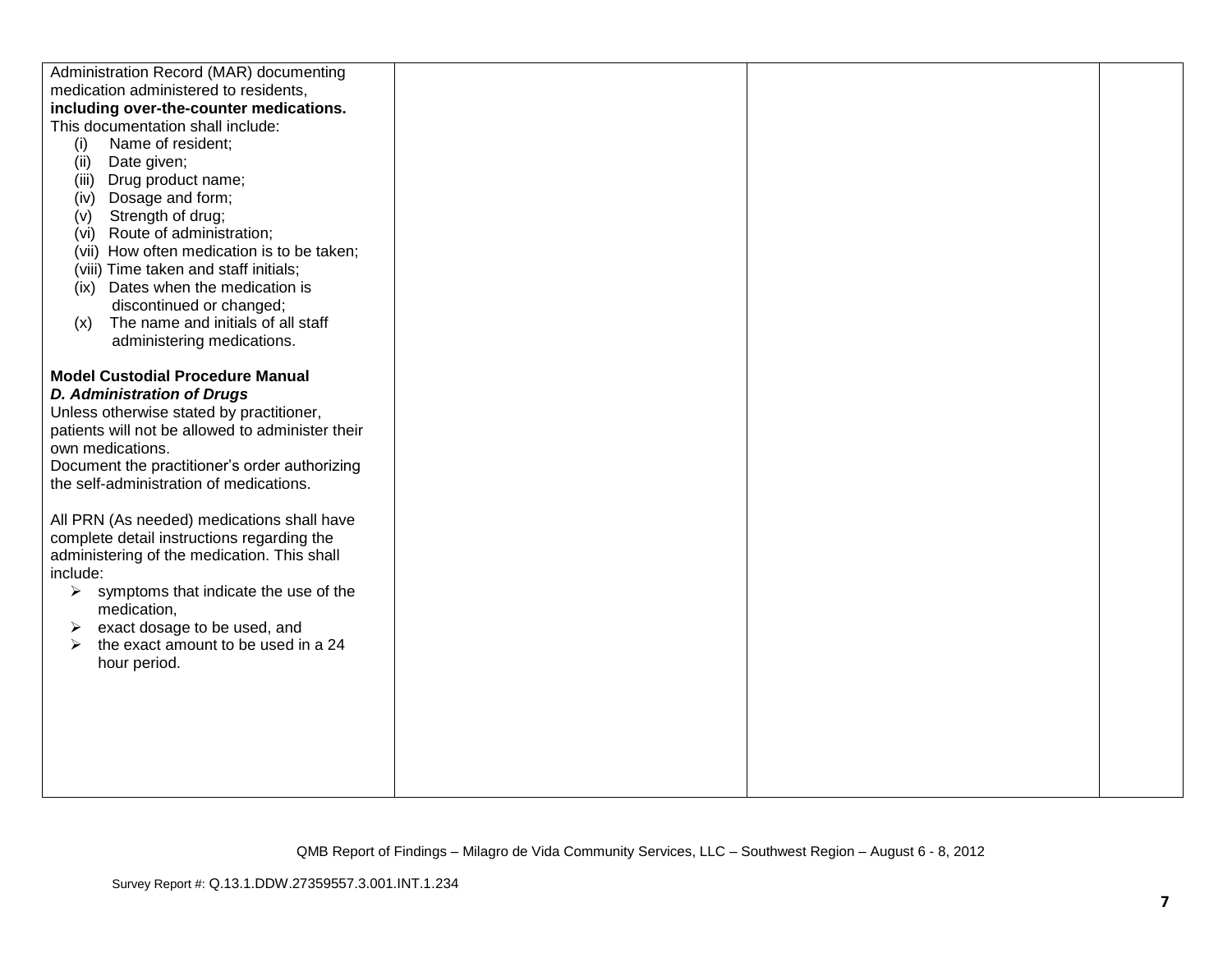| | | | |
|---|---|---|---|
| Administration Record (MAR) documenting medication administered to residents, **including over-the-counter medications.** This documentation shall include:<br>(i) Name of resident;<br>(ii) Date given;<br>(iii) Drug product name;<br>(iv) Dosage and form;<br>(v) Strength of drug;<br>(vi) Route of administration;<br>(vii) How often medication is to be taken;<br>(viii) Time taken and staff initials;<br>(ix) Dates when the medication is discontinued or changed;<br>(x) The name and initials of all staff administering medications.<br><br>**Model Custodial Procedure Manual**<br>***D. Administration of Drugs***<br>Unless otherwise stated by practitioner, patients will not be allowed to administer their own medications.<br>Document the practitioner's order authorizing the self-administration of medications.<br><br>All PRN (As needed) medications shall have complete detail instructions regarding the administering of the medication. This shall include:<br>➢ symptoms that indicate the use of the medication,<br>➢ exact dosage to be used, and<br>➢ the exact amount to be used in a 24 hour period. | | | |

QMB Report of Findings – Milagro de Vida Community Services, LLC – Southwest Region – August 6 - 8, 2012

Survey Report #: Q.13.1.DDW.27359557.3.001.INT.1.234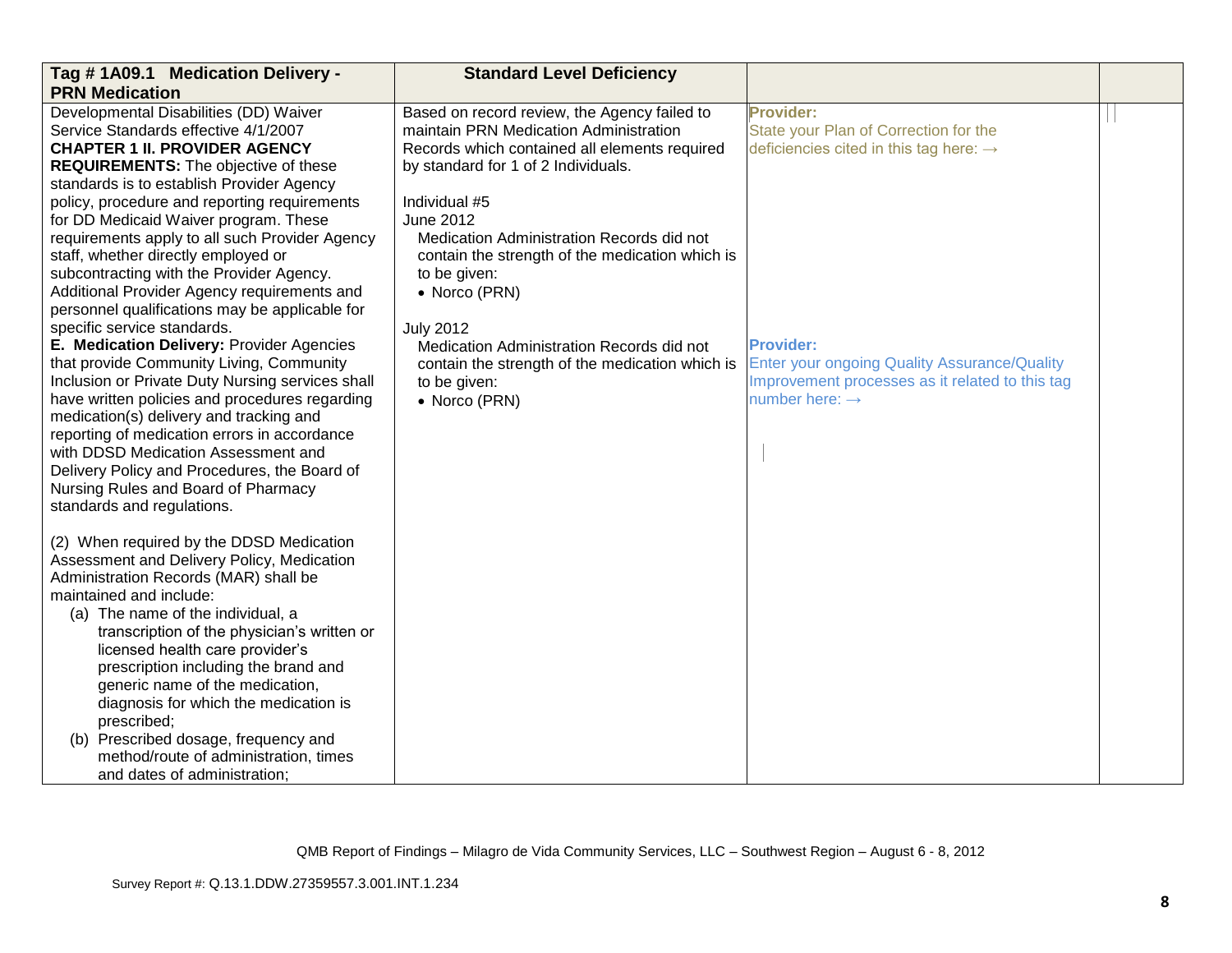| Tag # 1A09.1 Medication Delivery - PRN Medication | Standard Level Deficiency | | |
|---|---|---|---|
| Developmental Disabilities (DD) Waiver Service Standards effective 4/1/2007<br>**CHAPTER 1 II. PROVIDER AGENCY REQUIREMENTS:** The objective of these standards is to establish Provider Agency policy, procedure and reporting requirements for DD Medicaid Waiver program. These requirements apply to all such Provider Agency staff, whether directly employed or subcontracting with the Provider Agency. Additional Provider Agency requirements and personnel qualifications may be applicable for specific service standards.<br>**E. Medication Delivery:** Provider Agencies that provide Community Living, Community Inclusion or Private Duty Nursing services shall have written policies and procedures regarding medication(s) delivery and tracking and reporting of medication errors in accordance with DDSD Medication Assessment and Delivery Policy and Procedures, the Board of Nursing Rules and Board of Pharmacy standards and regulations.<br><br>(2) When required by the DDSD Medication Assessment and Delivery Policy, Medication Administration Records (MAR) shall be maintained and include:<br>(a) The name of the individual, a transcription of the physician's written or licensed health care provider's prescription including the brand and generic name of the medication, diagnosis for which the medication is prescribed;<br>(b) Prescribed dosage, frequency and method/route of administration, times and dates of administration; | Based on record review, the Agency failed to maintain PRN Medication Administration Records which contained all elements required by standard for 1 of 2 Individuals.<br><br>Individual #5<br>June 2012<br>Medication Administration Records did not contain the strength of the medication which is to be given:<br>• Norco (PRN)<br><br>July 2012<br>Medication Administration Records did not contain the strength of the medication which is to be given:<br>• Norco (PRN) | **Provider:**<br>State your Plan of Correction for the deficiencies cited in this tag here: →<br><br><br><br><br><br><br><br><br><br><br>**Provider:**<br>Enter your ongoing Quality Assurance/Quality Improvement processes as it related to this tag number here: → | |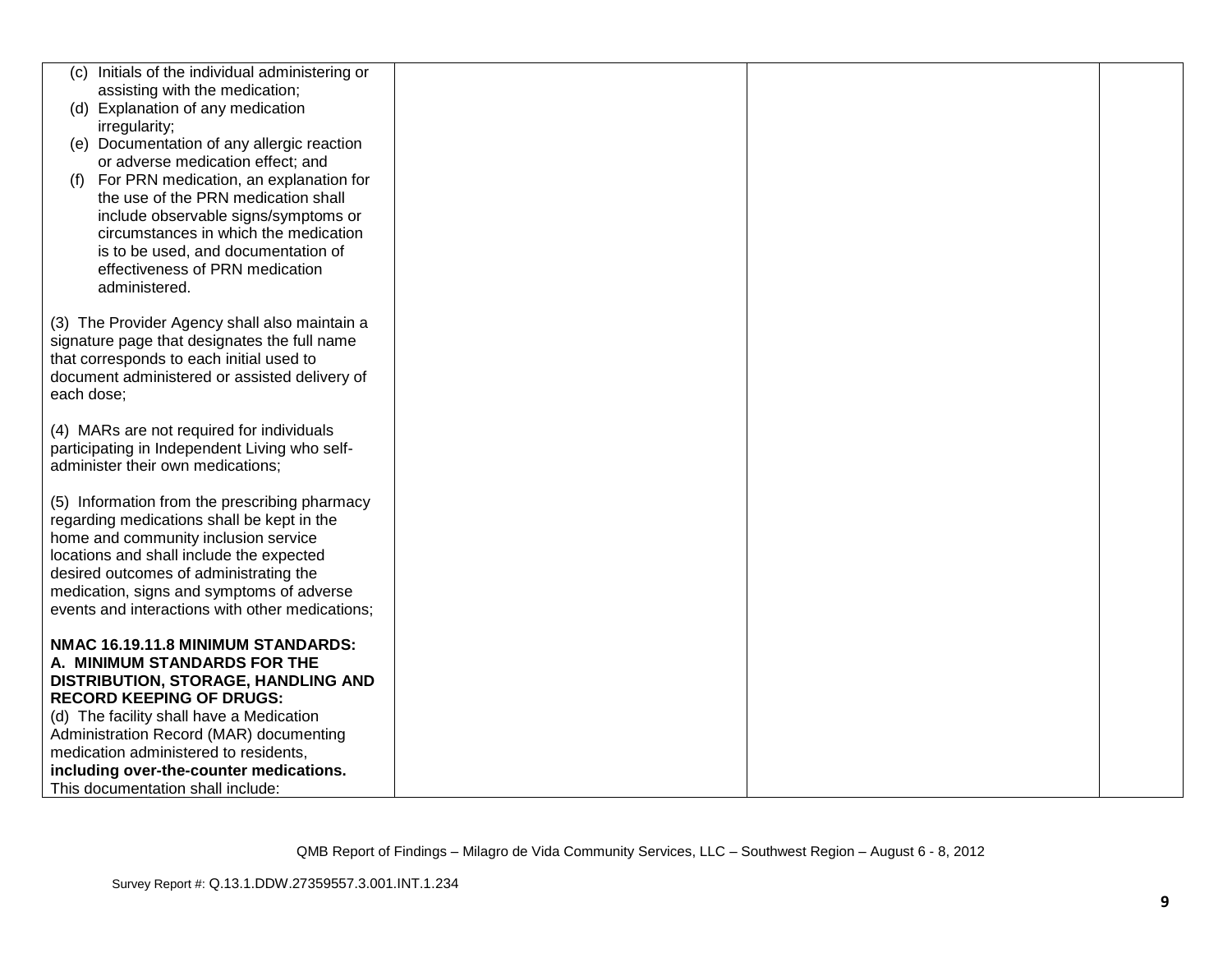| | | | |
|---|---|---|---|
| (c) Initials of the individual administering or assisting with the medication;<br>(d) Explanation of any medication irregularity;<br>(e) Documentation of any allergic reaction or adverse medication effect; and<br>(f) For PRN medication, an explanation for the use of the PRN medication shall include observable signs/symptoms or circumstances in which the medication is to be used, and documentation of effectiveness of PRN medication administered.<br><br>(3) The Provider Agency shall also maintain a signature page that designates the full name that corresponds to each initial used to document administered or assisted delivery of each dose;<br><br>(4) MARs are not required for individuals participating in Independent Living who self-administer their own medications;<br><br>(5) Information from the prescribing pharmacy regarding medications shall be kept in the home and community inclusion service locations and shall include the expected desired outcomes of administrating the medication, signs and symptoms of adverse events and interactions with other medications;<br><br>**NMAC 16.19.11.8 MINIMUM STANDARDS: A. MINIMUM STANDARDS FOR THE DISTRIBUTION, STORAGE, HANDLING AND RECORD KEEPING OF DRUGS:**<br>(d) The facility shall have a Medication Administration Record (MAR) documenting medication administered to residents, **including over-the-counter medications.** This documentation shall include: | | | |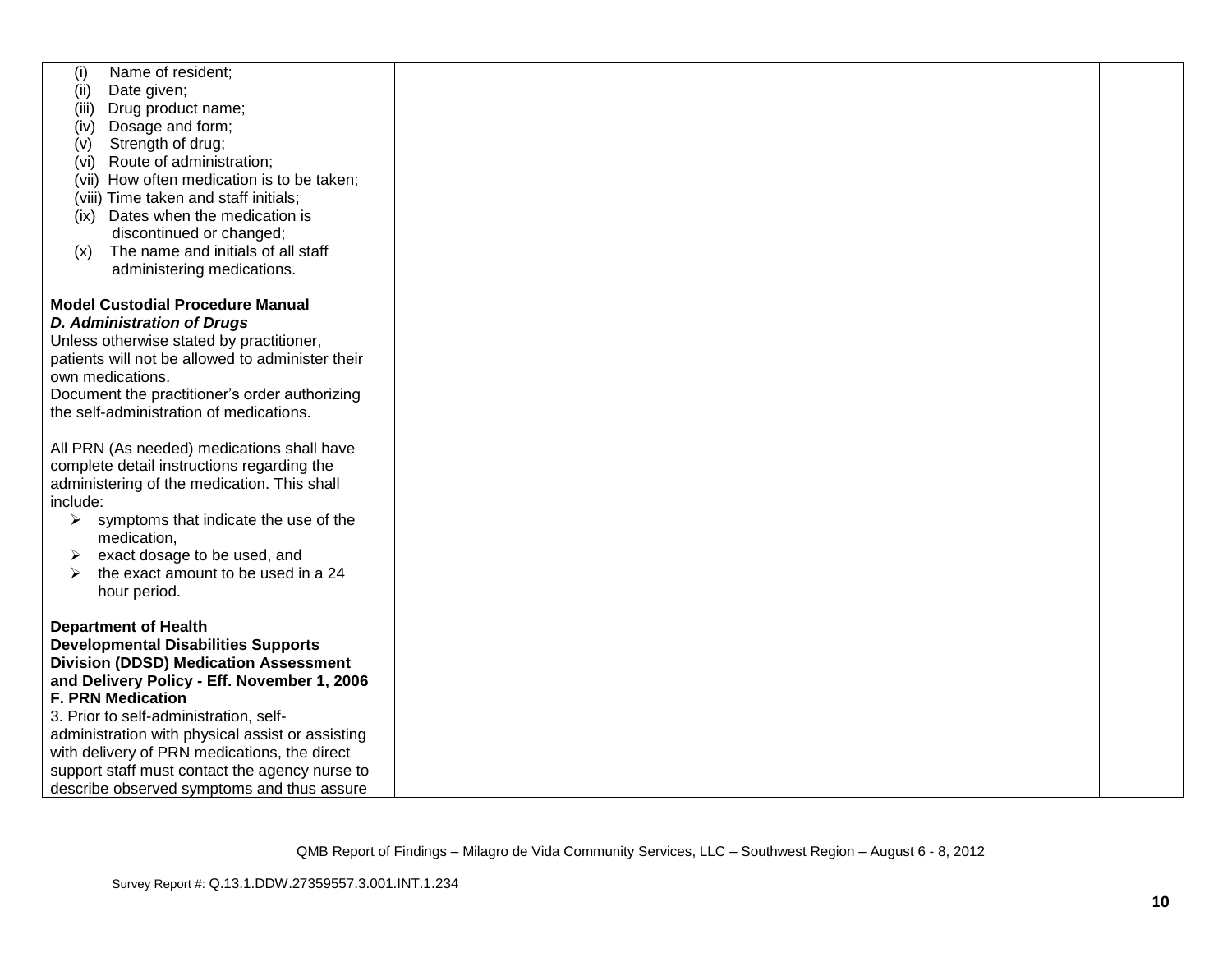| | | | |
|---|---|---|---|
| (i) Name of resident;<br>(ii) Date given;<br>(iii) Drug product name;<br>(iv) Dosage and form;<br>(v) Strength of drug;<br>(vi) Route of administration;<br>(vii) How often medication is to be taken;<br>(viii) Time taken and staff initials;<br>(ix) Dates when the medication is discontinued or changed;<br>(x) The name and initials of all staff administering medications.<br><br>**Model Custodial Procedure Manual**<br>***D. Administration of Drugs***<br>Unless otherwise stated by practitioner, patients will not be allowed to administer their own medications.<br>Document the practitioner's order authorizing the self-administration of medications.<br><br>All PRN (As needed) medications shall have complete detail instructions regarding the administering of the medication. This shall include:<br>➢ symptoms that indicate the use of the medication,<br>➢ exact dosage to be used, and<br>➢ the exact amount to be used in a 24 hour period.<br><br>**Department of Health Developmental Disabilities Supports Division (DDSD) Medication Assessment and Delivery Policy - Eff. November 1, 2006**<br>**F. PRN Medication**<br>3. Prior to self-administration, self-administration with physical assist or assisting with delivery of PRN medications, the direct support staff must contact the agency nurse to describe observed symptoms and thus assure | | | |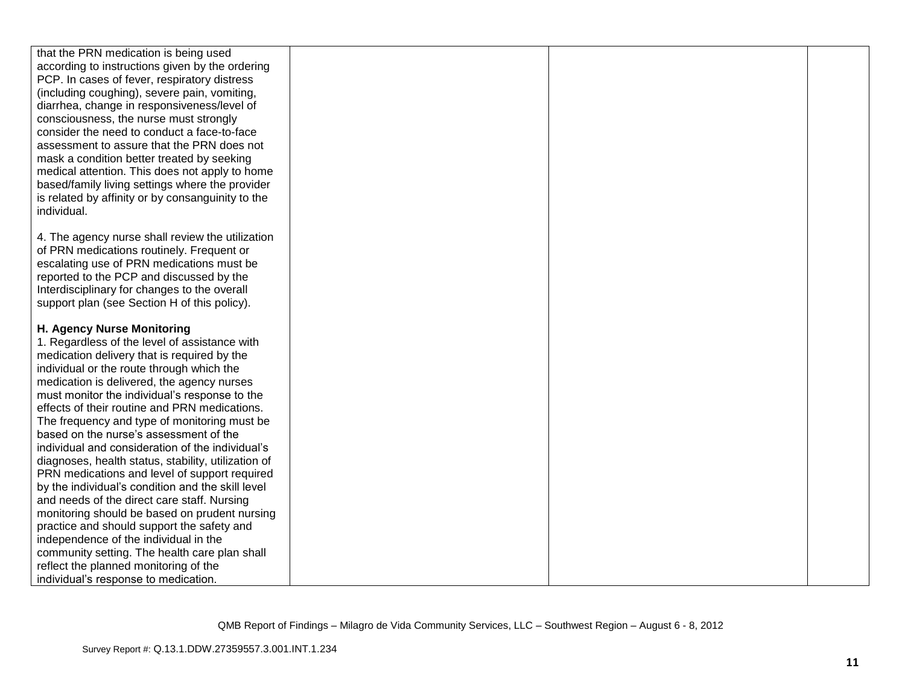| | | | |
|---|---|---|---|
| that the PRN medication is being used according to instructions given by the ordering PCP. In cases of fever, respiratory distress (including coughing), severe pain, vomiting, diarrhea, change in responsiveness/level of consciousness, the nurse must strongly consider the need to conduct a face-to-face assessment to assure that the PRN does not mask a condition better treated by seeking medical attention. This does not apply to home based/family living settings where the provider is related by affinity or by consanguinity to the individual.<br><br>4. The agency nurse shall review the utilization of PRN medications routinely. Frequent or escalating use of PRN medications must be reported to the PCP and discussed by the Interdisciplinary for changes to the overall support plan (see Section H of this policy).<br><br>**H. Agency Nurse Monitoring**<br>1. Regardless of the level of assistance with medication delivery that is required by the individual or the route through which the medication is delivered, the agency nurses must monitor the individual's response to the effects of their routine and PRN medications. The frequency and type of monitoring must be based on the nurse's assessment of the individual and consideration of the individual's diagnoses, health status, stability, utilization of PRN medications and level of support required by the individual's condition and the skill level and needs of the direct care staff. Nursing monitoring should be based on prudent nursing practice and should support the safety and independence of the individual in the community setting. The health care plan shall reflect the planned monitoring of the individual's response to medication. | | | |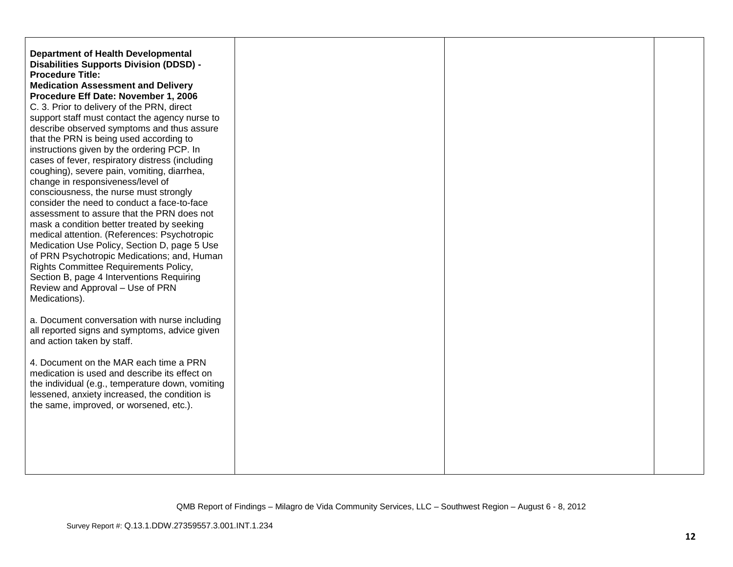| | | | |
|---|---|---|---|
| **Department of Health Developmental Disabilities Supports Division (DDSD) - Procedure Title: Medication Assessment and Delivery Procedure Eff Date: November 1, 2006**<br>C. 3. Prior to delivery of the PRN, direct support staff must contact the agency nurse to describe observed symptoms and thus assure that the PRN is being used according to instructions given by the ordering PCP. In cases of fever, respiratory distress (including coughing), severe pain, vomiting, diarrhea, change in responsiveness/level of consciousness, the nurse must strongly consider the need to conduct a face-to-face assessment to assure that the PRN does not mask a condition better treated by seeking medical attention. (References: Psychotropic Medication Use Policy, Section D, page 5 Use of PRN Psychotropic Medications; and, Human Rights Committee Requirements Policy, Section B, page 4 Interventions Requiring Review and Approval – Use of PRN Medications).<br><br>a. Document conversation with nurse including all reported signs and symptoms, advice given and action taken by staff.<br><br>4. Document on the MAR each time a PRN medication is used and describe its effect on the individual (e.g., temperature down, vomiting lessened, anxiety increased, the condition is the same, improved, or worsened, etc.). | | | |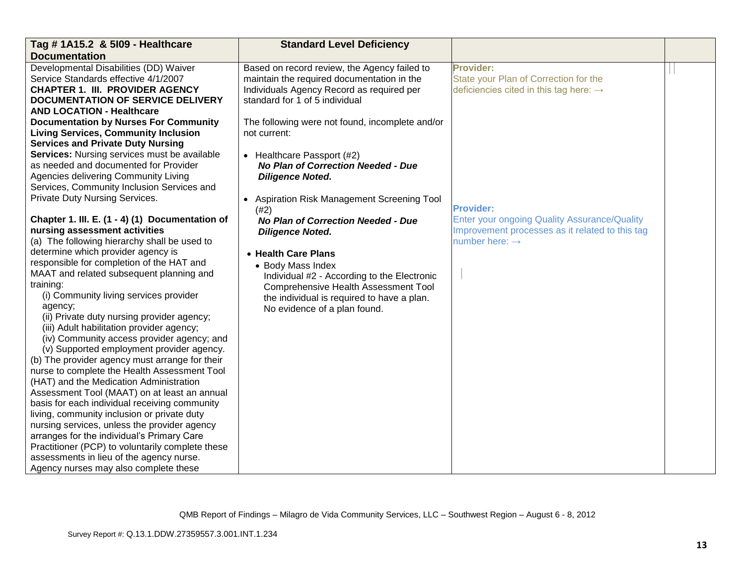| Tag # 1A15.2 & 5I09 - Healthcare Documentation | Standard Level Deficiency | | |
|---|---|---|---|
| Developmental Disabilities (DD) Waiver Service Standards effective 4/1/2007<br>**CHAPTER 1. III. PROVIDER AGENCY DOCUMENTATION OF SERVICE DELIVERY AND LOCATION - Healthcare Documentation by Nurses For Community Living Services, Community Inclusion Services and Private Duty Nursing Services:** Nursing services must be available as needed and documented for Provider Agencies delivering Community Living Services, Community Inclusion Services and Private Duty Nursing Services.<br><br>**Chapter 1. III. E. (1 - 4) (1) Documentation of nursing assessment activities**<br>(a) The following hierarchy shall be used to determine which provider agency is responsible for completion of the HAT and MAAT and related subsequent planning and training:<br>(i) Community living services provider agency;<br>(ii) Private duty nursing provider agency;<br>(iii) Adult habilitation provider agency;<br>(iv) Community access provider agency; and<br>(v) Supported employment provider agency.<br>(b) The provider agency must arrange for their nurse to complete the Health Assessment Tool (HAT) and the Medication Administration Assessment Tool (MAAT) on at least an annual basis for each individual receiving community living, community inclusion or private duty nursing services, unless the provider agency arranges for the individual's Primary Care Practitioner (PCP) to voluntarily complete these assessments in lieu of the agency nurse. Agency nurses may also complete these | Based on record review, the Agency failed to maintain the required documentation in the Individuals Agency Record as required per standard for 1 of 5 individual<br><br>The following were not found, incomplete and/or not current:<br><br>• Healthcare Passport (#2)<br>***No Plan of Correction Needed - Due Diligence Noted.***<br><br>• Aspiration Risk Management Screening Tool (#2)<br>***No Plan of Correction Needed - Due Diligence Noted.***<br><br>• **Health Care Plans**<br>• Body Mass Index<br>Individual #2 - According to the Electronic Comprehensive Health Assessment Tool the individual is required to have a plan. No evidence of a plan found. | **Provider:**<br>State your Plan of Correction for the deficiencies cited in this tag here: →<br><br>**Provider:**<br>Enter your ongoing Quality Assurance/Quality Improvement processes as it related to this tag number here: → | |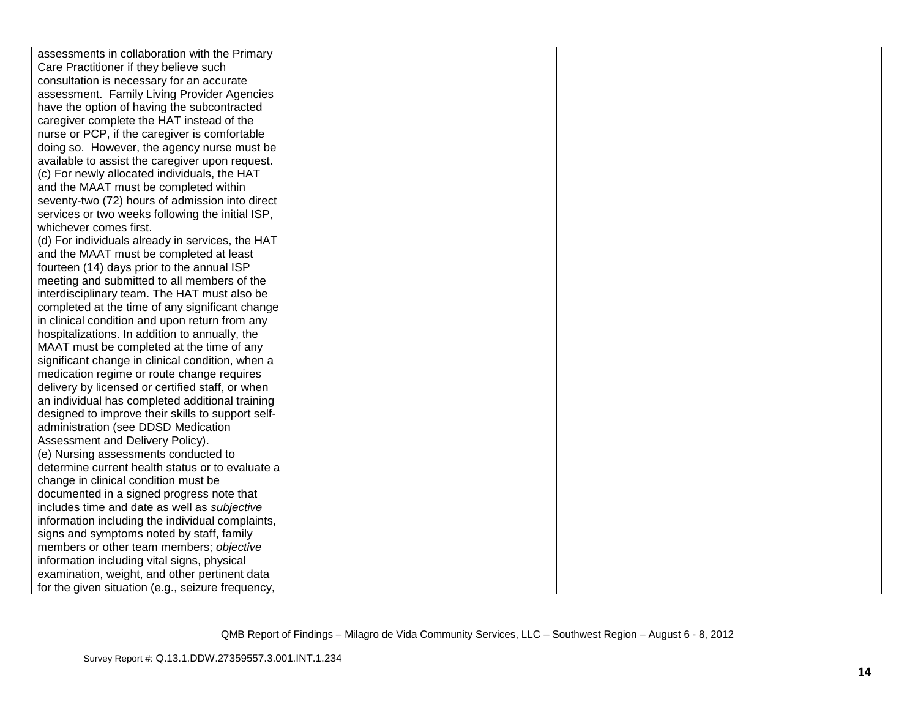| | | | |
|---|---|---|---|
| assessments in collaboration with the Primary Care Practitioner if they believe such consultation is necessary for an accurate assessment. Family Living Provider Agencies have the option of having the subcontracted caregiver complete the HAT instead of the nurse or PCP, if the caregiver is comfortable doing so. However, the agency nurse must be available to assist the caregiver upon request.<br>(c) For newly allocated individuals, the HAT and the MAAT must be completed within seventy-two (72) hours of admission into direct services or two weeks following the initial ISP, whichever comes first.<br>(d) For individuals already in services, the HAT and the MAAT must be completed at least fourteen (14) days prior to the annual ISP meeting and submitted to all members of the interdisciplinary team. The HAT must also be completed at the time of any significant change in clinical condition and upon return from any hospitalizations. In addition to annually, the MAAT must be completed at the time of any significant change in clinical condition, when a medication regime or route change requires delivery by licensed or certified staff, or when an individual has completed additional training designed to improve their skills to support self-administration (see DDSD Medication Assessment and Delivery Policy).<br>(e) Nursing assessments conducted to determine current health status or to evaluate a change in clinical condition must be documented in a signed progress note that includes time and date as well as *subjective* information including the individual complaints, signs and symptoms noted by staff, family members or other team members; *objective* information including vital signs, physical examination, weight, and other pertinent data for the given situation (e.g., seizure frequency, | | | |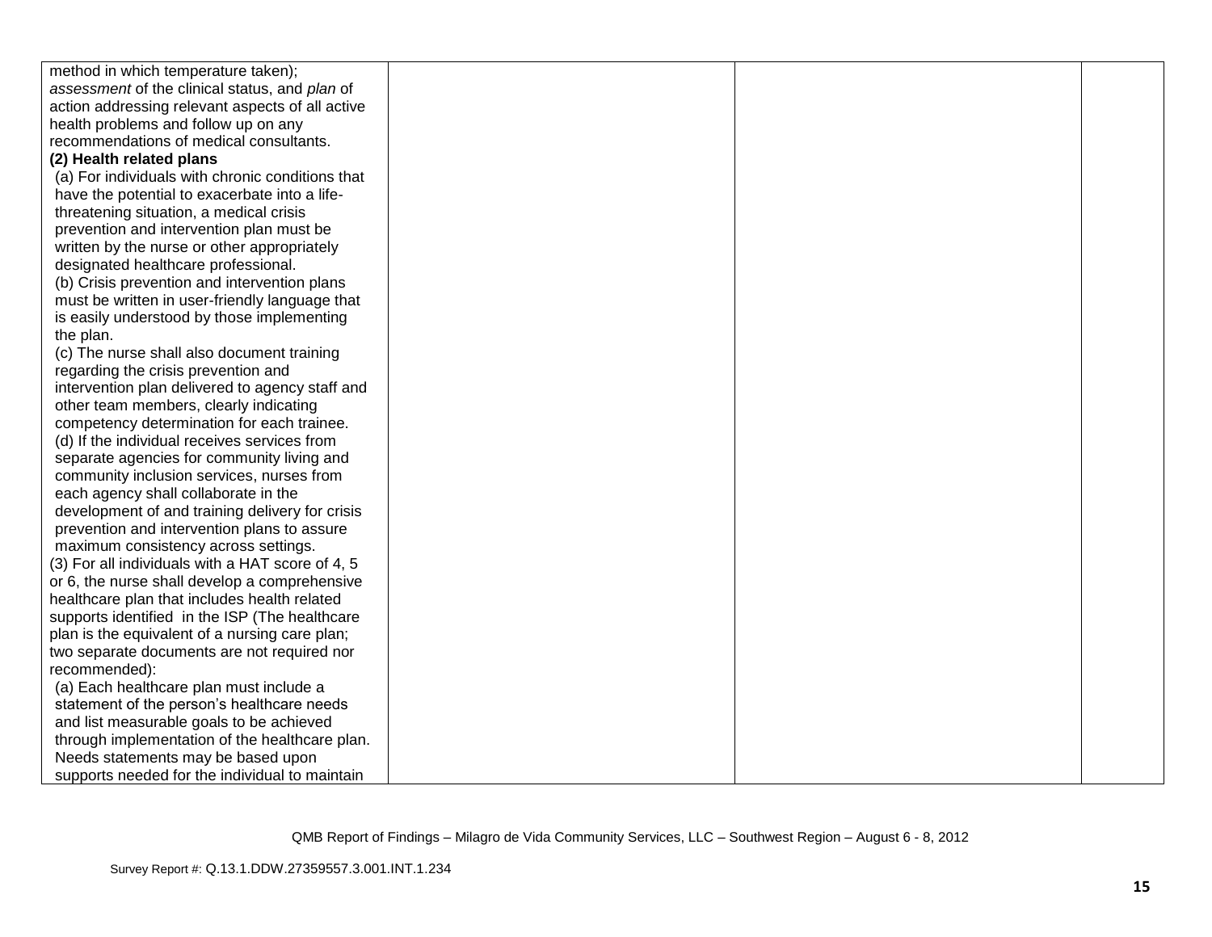| | | | |
|---|---|---|---|
| method in which temperature taken); *assessment* of the clinical status, and *plan* of action addressing relevant aspects of all active health problems and follow up on any recommendations of medical consultants.<br>**(2) Health related plans**<br>(a) For individuals with chronic conditions that have the potential to exacerbate into a life-threatening situation, a medical crisis prevention and intervention plan must be written by the nurse or other appropriately designated healthcare professional.<br>(b) Crisis prevention and intervention plans must be written in user-friendly language that is easily understood by those implementing the plan.<br>(c) The nurse shall also document training regarding the crisis prevention and intervention plan delivered to agency staff and other team members, clearly indicating competency determination for each trainee.<br>(d) If the individual receives services from separate agencies for community living and community inclusion services, nurses from each agency shall collaborate in the development of and training delivery for crisis prevention and intervention plans to assure maximum consistency across settings.<br>(3) For all individuals with a HAT score of 4, 5 or 6, the nurse shall develop a comprehensive healthcare plan that includes health related supports identified in the ISP (The healthcare plan is the equivalent of a nursing care plan; two separate documents are not required nor recommended):<br>(a) Each healthcare plan must include a statement of the person's healthcare needs and list measurable goals to be achieved through implementation of the healthcare plan. Needs statements may be based upon supports needed for the individual to maintain | | | |

QMB Report of Findings – Milagro de Vida Community Services, LLC – Southwest Region – August 6 - 8, 2012

Survey Report #: Q.13.1.DDW.27359557.3.001.INT.1.234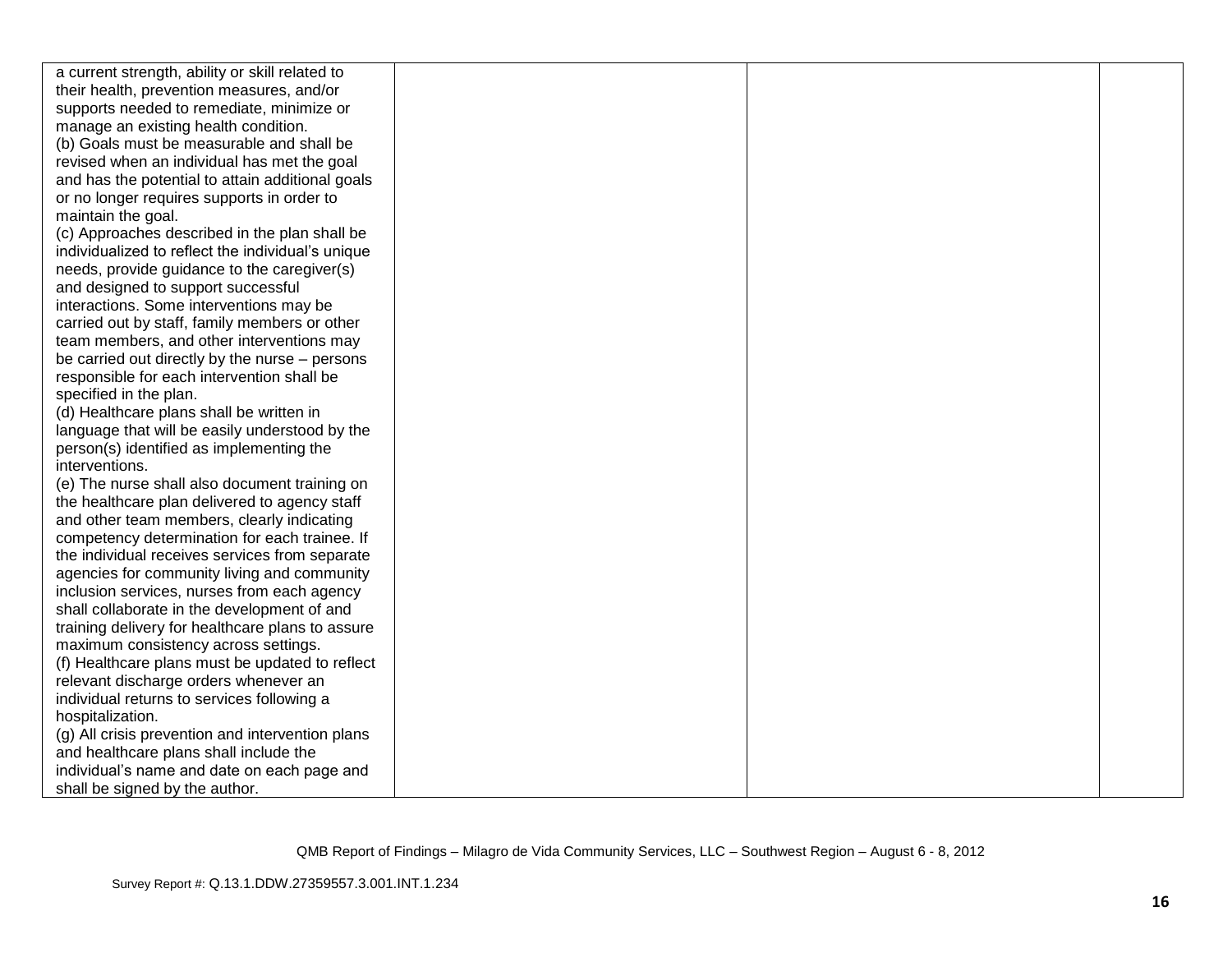| | | | |
|---|---|---|---|
| a current strength, ability or skill related to their health, prevention measures, and/or supports needed to remediate, minimize or manage an existing health condition.<br>(b) Goals must be measurable and shall be revised when an individual has met the goal and has the potential to attain additional goals or no longer requires supports in order to maintain the goal.<br>(c) Approaches described in the plan shall be individualized to reflect the individual's unique needs, provide guidance to the caregiver(s) and designed to support successful interactions. Some interventions may be carried out by staff, family members or other team members, and other interventions may be carried out directly by the nurse – persons responsible for each intervention shall be specified in the plan.<br>(d) Healthcare plans shall be written in language that will be easily understood by the person(s) identified as implementing the interventions.<br>(e) The nurse shall also document training on the healthcare plan delivered to agency staff and other team members, clearly indicating competency determination for each trainee. If the individual receives services from separate agencies for community living and community inclusion services, nurses from each agency shall collaborate in the development of and training delivery for healthcare plans to assure maximum consistency across settings.<br>(f) Healthcare plans must be updated to reflect relevant discharge orders whenever an individual returns to services following a hospitalization.<br>(g) All crisis prevention and intervention plans and healthcare plans shall include the individual's name and date on each page and shall be signed by the author. | | | |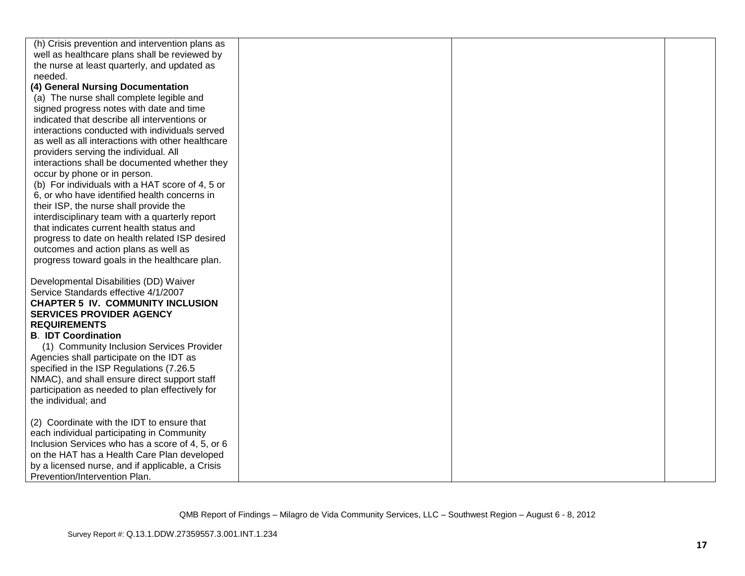| | | | |
|---|---|---|---|
| (h) Crisis prevention and intervention plans as well as healthcare plans shall be reviewed by the nurse at least quarterly, and updated as needed.<br>**(4) General Nursing Documentation**<br>(a) The nurse shall complete legible and signed progress notes with date and time indicated that describe all interventions or interactions conducted with individuals served as well as all interactions with other healthcare providers serving the individual. All interactions shall be documented whether they occur by phone or in person.<br>(b) For individuals with a HAT score of 4, 5 or 6, or who have identified health concerns in their ISP, the nurse shall provide the interdisciplinary team with a quarterly report that indicates current health status and progress to date on health related ISP desired outcomes and action plans as well as progress toward goals in the healthcare plan.<br><br>Developmental Disabilities (DD) Waiver Service Standards effective 4/1/2007<br>**CHAPTER 5 IV. COMMUNITY INCLUSION SERVICES PROVIDER AGENCY REQUIREMENTS**<br>**B. IDT Coordination**<br>(1) Community Inclusion Services Provider Agencies shall participate on the IDT as specified in the ISP Regulations (7.26.5 NMAC), and shall ensure direct support staff participation as needed to plan effectively for the individual; and<br><br>(2) Coordinate with the IDT to ensure that each individual participating in Community Inclusion Services who has a score of 4, 5, or 6 on the HAT has a Health Care Plan developed by a licensed nurse, and if applicable, a Crisis Prevention/Intervention Plan. | | | |

QMB Report of Findings – Milagro de Vida Community Services, LLC – Southwest Region – August 6 - 8, 2012

Survey Report #: Q.13.1.DDW.27359557.3.001.INT.1.234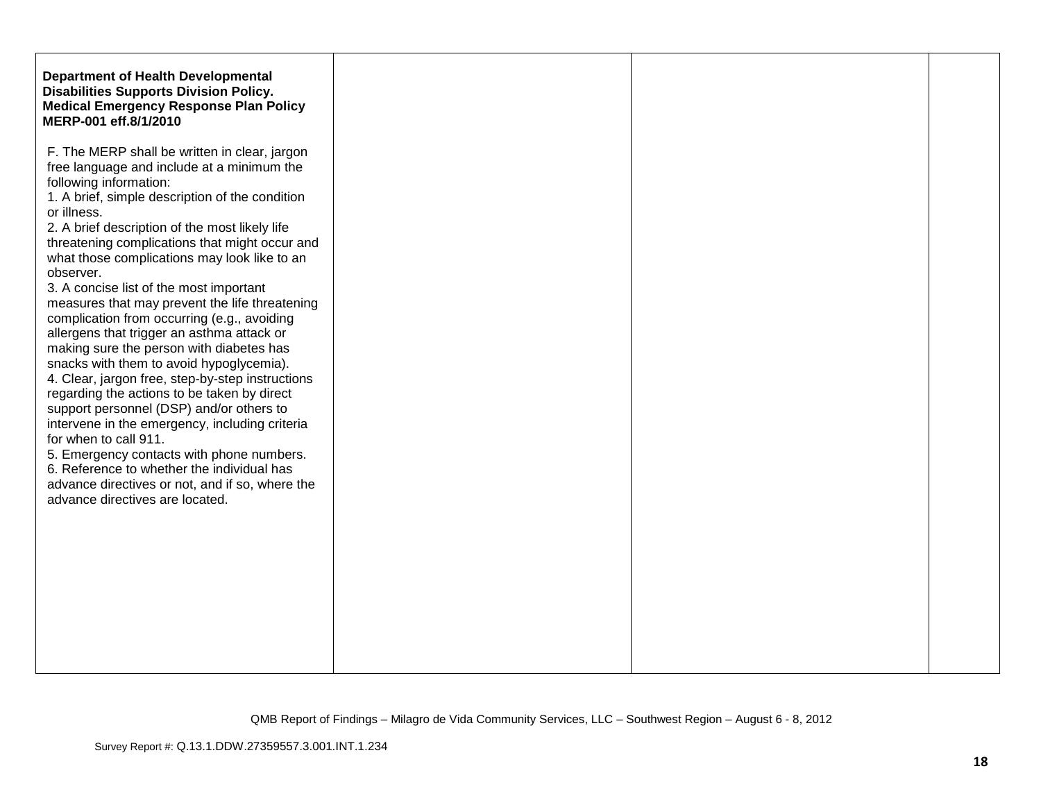| **Department of Health Developmental Disabilities Supports Division Policy. Medical Emergency Response Plan Policy MERP-001 eff.8/1/2010**<br><br>F. The MERP shall be written in clear, jargon free language and include at a minimum the following information:<br>1. A brief, simple description of the condition or illness.<br>2. A brief description of the most likely life threatening complications that might occur and what those complications may look like to an observer.<br>3. A concise list of the most important measures that may prevent the life threatening complication from occurring (e.g., avoiding allergens that trigger an asthma attack or making sure the person with diabetes has snacks with them to avoid hypoglycemia).<br>4. Clear, jargon free, step-by-step instructions regarding the actions to be taken by direct support personnel (DSP) and/or others to intervene in the emergency, including criteria for when to call 911.<br>5. Emergency contacts with phone numbers.<br>6. Reference to whether the individual has advance directives or not, and if so, where the advance directives are located. | | | |
|---|---|---|---|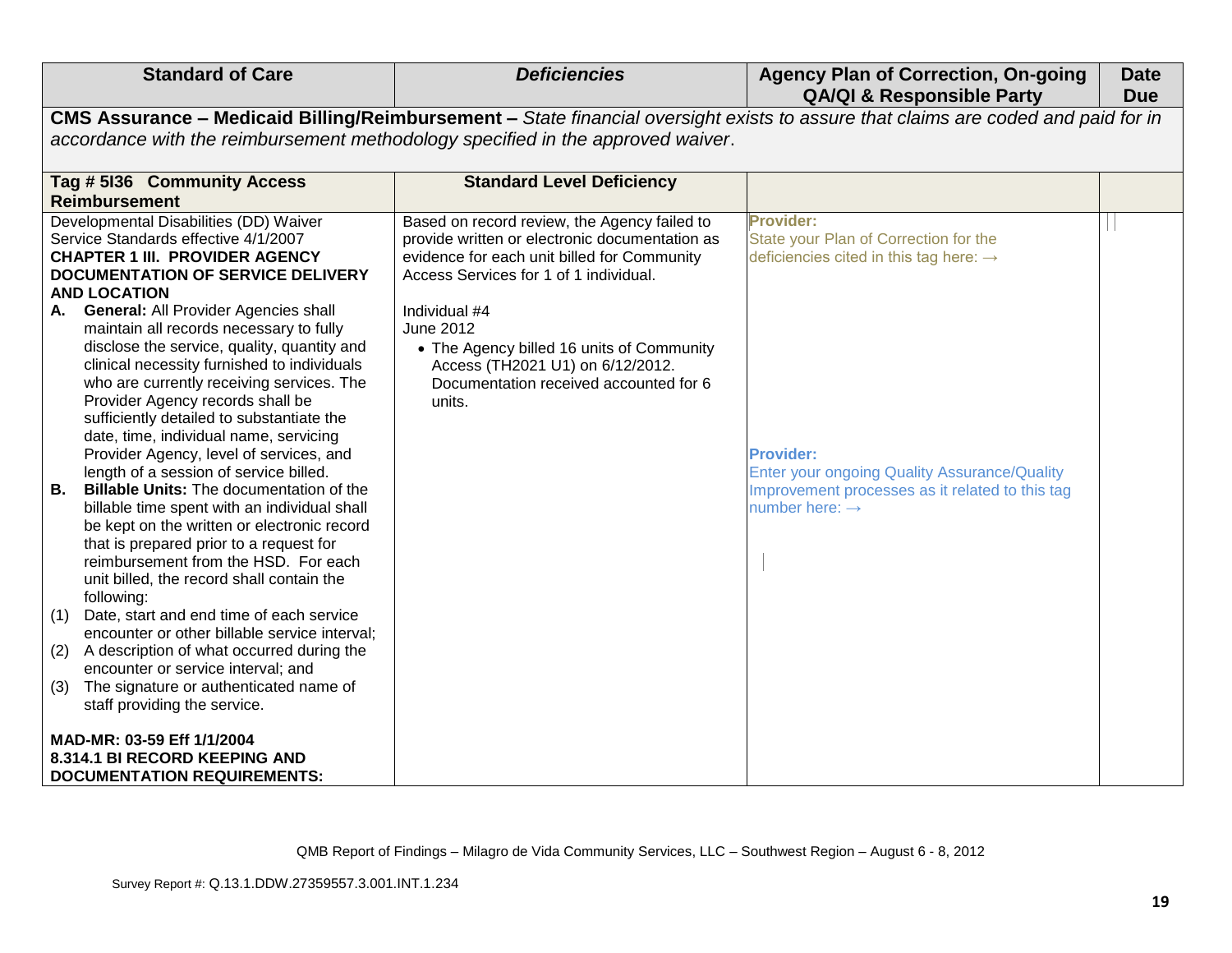| Standard of Care | *Deficiencies* | Agency Plan of Correction, On-going QA/QI & Responsible Party | Date Due |
|---|---|---|---|
| **CMS Assurance – Medicaid Billing/Reimbursement –** *State financial oversight exists to assure that claims are coded and paid for in accordance with the reimbursement methodology specified in the approved waiver*. | | | |
| **Tag # 5I36 Community Access Reimbursement** | **Standard Level Deficiency** | | |
| Developmental Disabilities (DD) Waiver Service Standards effective 4/1/2007<br>**CHAPTER 1 III. PROVIDER AGENCY DOCUMENTATION OF SERVICE DELIVERY AND LOCATION**<br>**A. General:** All Provider Agencies shall maintain all records necessary to fully disclose the service, quality, quantity and clinical necessity furnished to individuals who are currently receiving services. The Provider Agency records shall be sufficiently detailed to substantiate the date, time, individual name, servicing Provider Agency, level of services, and length of a session of service billed.<br>**B. Billable Units:** The documentation of the billable time spent with an individual shall be kept on the written or electronic record that is prepared prior to a request for reimbursement from the HSD. For each unit billed, the record shall contain the following:<br>(1) Date, start and end time of each service encounter or other billable service interval;<br>(2) A description of what occurred during the encounter or service interval; and<br>(3) The signature or authenticated name of staff providing the service.<br><br>**MAD-MR: 03-59 Eff 1/1/2004**<br>**8.314.1 BI RECORD KEEPING AND DOCUMENTATION REQUIREMENTS:** | Based on record review, the Agency failed to provide written or electronic documentation as evidence for each unit billed for Community Access Services for 1 of 1 individual.<br><br>Individual #4<br>June 2012<br>• The Agency billed 16 units of Community Access (TH2021 U1) on 6/12/2012. Documentation received accounted for 6 units. | **Provider:**<br>State your Plan of Correction for the deficiencies cited in this tag here: →<br><br><br><br><br><br>**Provider:**<br>Enter your ongoing Quality Assurance/Quality Improvement processes as it related to this tag number here: → | |

QMB Report of Findings – Milagro de Vida Community Services, LLC – Southwest Region – August 6 - 8, 2012

Survey Report #: Q.13.1.DDW.27359557.3.001.INT.1.234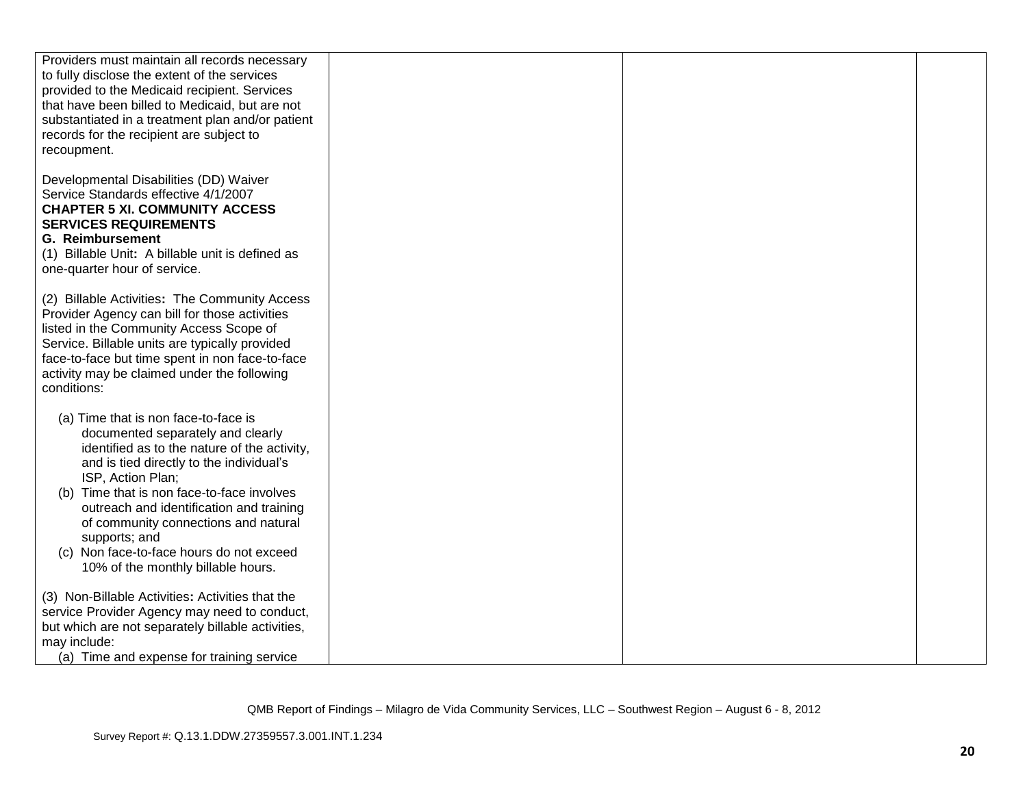| | | | |
|---|---|---|---|
| Providers must maintain all records necessary to fully disclose the extent of the services provided to the Medicaid recipient. Services that have been billed to Medicaid, but are not substantiated in a treatment plan and/or patient records for the recipient are subject to recoupment.<br><br>Developmental Disabilities (DD) Waiver Service Standards effective 4/1/2007<br>**CHAPTER 5 XI. COMMUNITY ACCESS SERVICES REQUIREMENTS**<br>**G. Reimbursement**<br>(1) Billable Unit**:** A billable unit is defined as one-quarter hour of service.<br><br>(2) Billable Activities**:** The Community Access Provider Agency can bill for those activities listed in the Community Access Scope of Service. Billable units are typically provided face-to-face but time spent in non face-to-face activity may be claimed under the following conditions:<br><br>(a) Time that is non face-to-face is documented separately and clearly identified as to the nature of the activity, and is tied directly to the individual's ISP, Action Plan;<br>(b) Time that is non face-to-face involves outreach and identification and training of community connections and natural supports; and<br>(c) Non face-to-face hours do not exceed 10% of the monthly billable hours.<br><br>(3) Non-Billable Activities**:** Activities that the service Provider Agency may need to conduct, but which are not separately billable activities, may include:<br>(a) Time and expense for training service | | | |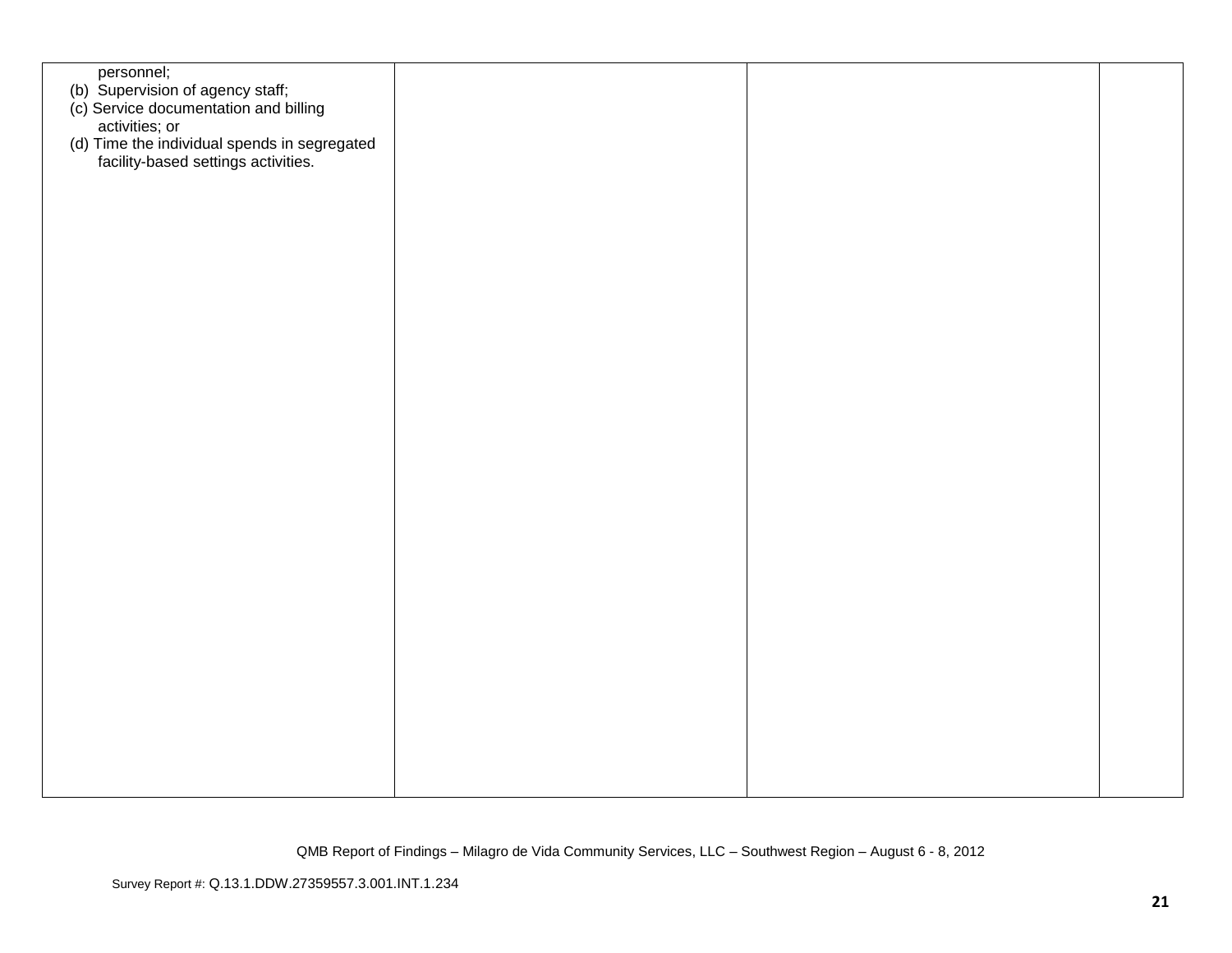| | | | |
|---|---|---|---|
| personnel;<br>(b) Supervision of agency staff;<br>(c) Service documentation and billing activities; or<br>(d) Time the individual spends in segregated facility-based settings activities. | | | |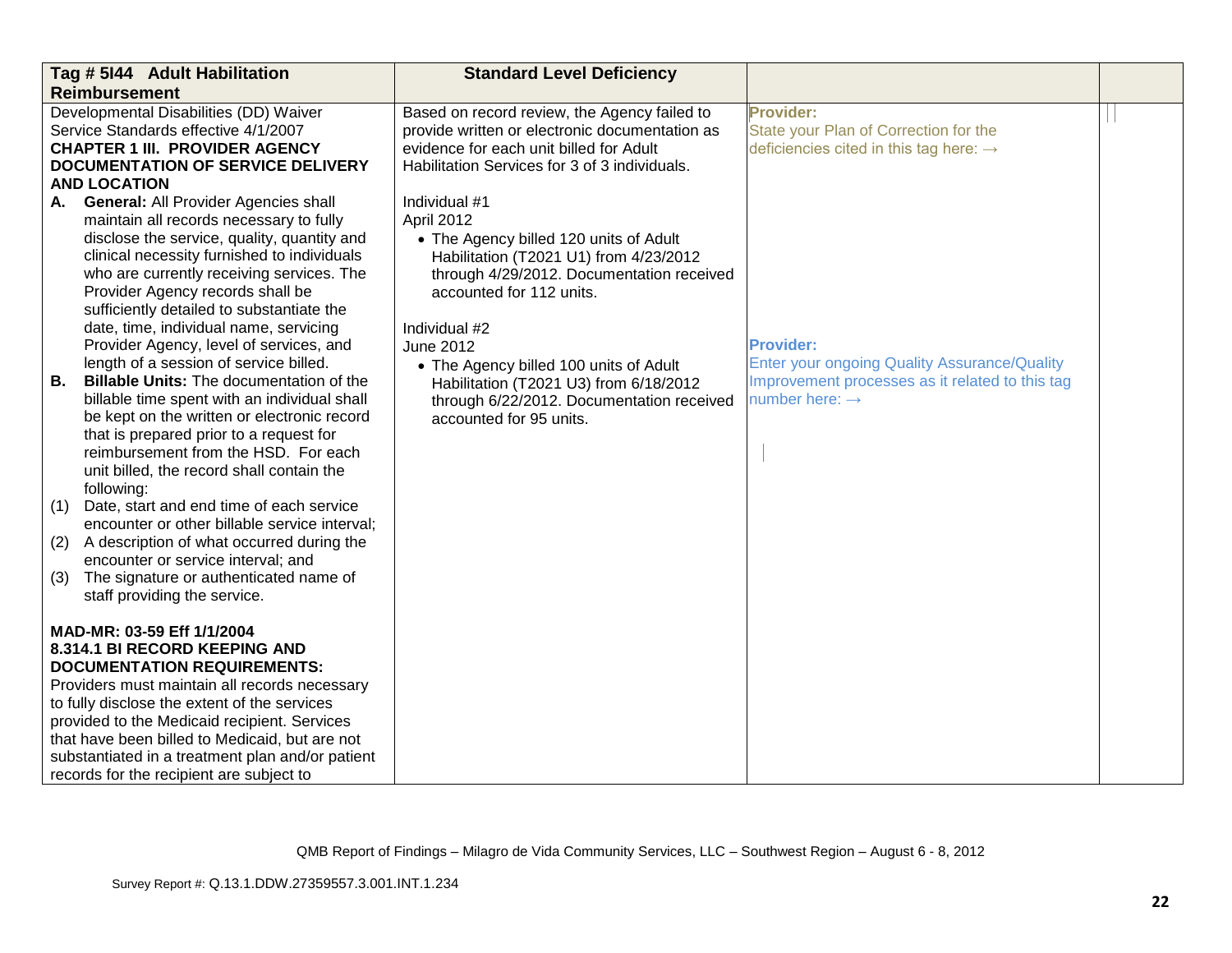| Tag # 5I44 Adult Habilitation Reimbursement | Standard Level Deficiency | | |
|---|---|---|---|
| Developmental Disabilities (DD) Waiver Service Standards effective 4/1/2007<br>**CHAPTER 1 III. PROVIDER AGENCY DOCUMENTATION OF SERVICE DELIVERY AND LOCATION**<br>**A. General:** All Provider Agencies shall maintain all records necessary to fully disclose the service, quality, quantity and clinical necessity furnished to individuals who are currently receiving services. The Provider Agency records shall be sufficiently detailed to substantiate the date, time, individual name, servicing Provider Agency, level of services, and length of a session of service billed.<br>**B. Billable Units:** The documentation of the billable time spent with an individual shall be kept on the written or electronic record that is prepared prior to a request for reimbursement from the HSD. For each unit billed, the record shall contain the following:<br>(1) Date, start and end time of each service encounter or other billable service interval;<br>(2) A description of what occurred during the encounter or service interval; and<br>(3) The signature or authenticated name of staff providing the service.<br><br>**MAD-MR: 03-59 Eff 1/1/2004**<br>**8.314.1 BI RECORD KEEPING AND DOCUMENTATION REQUIREMENTS:**<br>Providers must maintain all records necessary to fully disclose the extent of the services provided to the Medicaid recipient. Services that have been billed to Medicaid, but are not substantiated in a treatment plan and/or patient records for the recipient are subject to | Based on record review, the Agency failed to provide written or electronic documentation as evidence for each unit billed for Adult Habilitation Services for 3 of 3 individuals.<br><br>Individual #1<br>April 2012<br>• The Agency billed 120 units of Adult Habilitation (T2021 U1) from 4/23/2012 through 4/29/2012. Documentation received accounted for 112 units.<br><br>Individual #2<br>June 2012<br>• The Agency billed 100 units of Adult Habilitation (T2021 U3) from 6/18/2012 through 6/22/2012. Documentation received accounted for 95 units. | **Provider:**<br>State your Plan of Correction for the deficiencies cited in this tag here: →<br><br>**Provider:**<br>Enter your ongoing Quality Assurance/Quality Improvement processes as it related to this tag number here: → | |

QMB Report of Findings – Milagro de Vida Community Services, LLC – Southwest Region – August 6 - 8, 2012

Survey Report #: Q.13.1.DDW.27359557.3.001.INT.1.234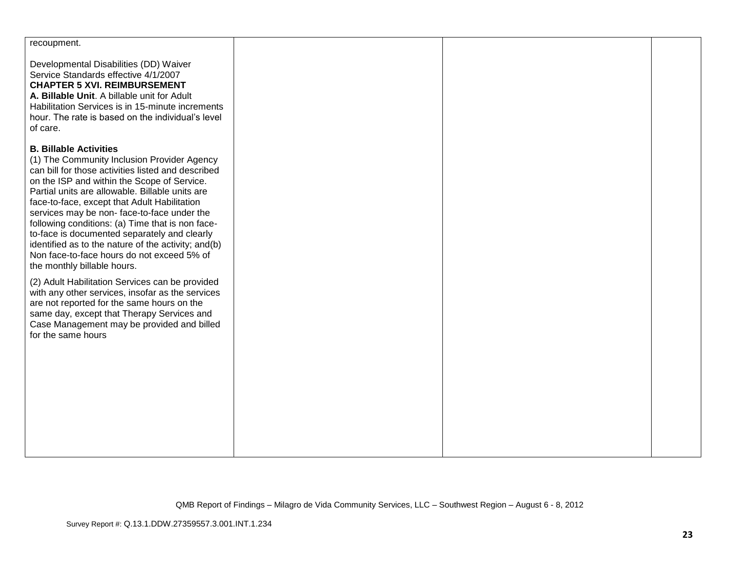| | | | |
|---|---|---|---|
| recoupment.<br><br>Developmental Disabilities (DD) Waiver Service Standards effective 4/1/2007<br>**CHAPTER 5 XVI. REIMBURSEMENT**<br>**A. Billable Unit**. A billable unit for Adult Habilitation Services is in 15-minute increments hour. The rate is based on the individual's level of care.<br><br>**B. Billable Activities**<br>(1) The Community Inclusion Provider Agency can bill for those activities listed and described on the ISP and within the Scope of Service. Partial units are allowable. Billable units are face-to-face, except that Adult Habilitation services may be non- face-to-face under the following conditions: (a) Time that is non face-to-face is documented separately and clearly identified as to the nature of the activity; and(b) Non face-to-face hours do not exceed 5% of the monthly billable hours.<br><br>(2) Adult Habilitation Services can be provided with any other services, insofar as the services are not reported for the same hours on the same day, except that Therapy Services and Case Management may be provided and billed for the same hours | | | |

QMB Report of Findings – Milagro de Vida Community Services, LLC – Southwest Region – August 6 - 8, 2012

Survey Report #: Q.13.1.DDW.27359557.3.001.INT.1.234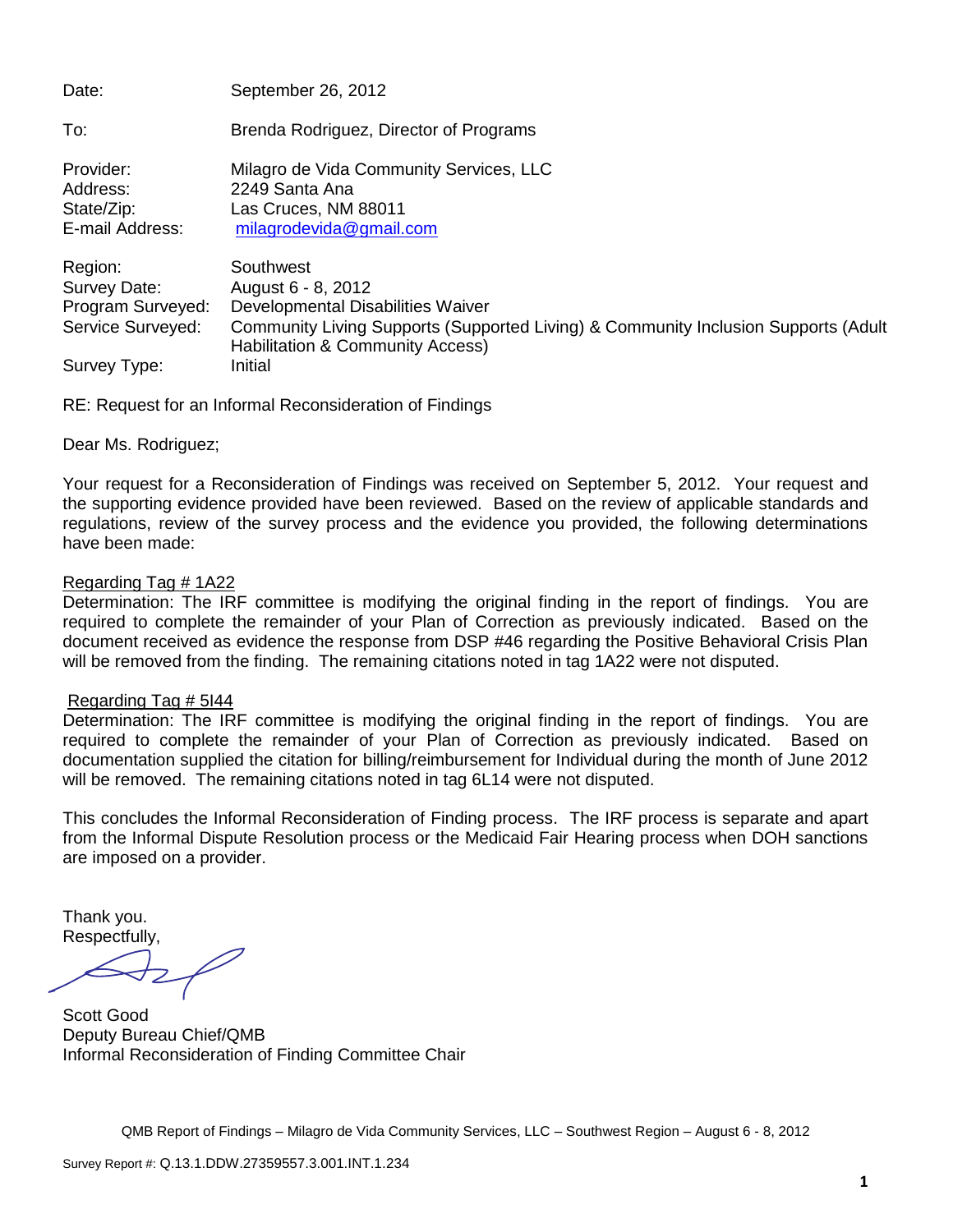| | |
|---|---|
| Date: | September 26, 2012 |
| To: | Brenda Rodriguez, Director of Programs |
| Provider: | Milagro de Vida Community Services, LLC |
| Address: | 2249 Santa Ana |
| State/Zip: | Las Cruces, NM 88011 |
| E-mail Address: | milagrodevida@gmail.com |
| Region: | Southwest |
| Survey Date: | August 6 - 8, 2012 |
| Program Surveyed: | Developmental Disabilities Waiver |
| Service Surveyed: | Community Living Supports (Supported Living) & Community Inclusion Supports (Adult Habilitation & Community Access) |
| Survey Type: | Initial |

RE: Request for an Informal Reconsideration of Findings

Dear Ms. Rodriguez;

Your request for a Reconsideration of Findings was received on September 5, 2012. Your request and the supporting evidence provided have been reviewed. Based on the review of applicable standards and regulations, review of the survey process and the evidence you provided, the following determinations have been made:

Regarding Tag # 1A22

Determination: The IRF committee is modifying the original finding in the report of findings. You are required to complete the remainder of your Plan of Correction as previously indicated. Based on the document received as evidence the response from DSP #46 regarding the Positive Behavioral Crisis Plan will be removed from the finding. The remaining citations noted in tag 1A22 were not disputed.

Regarding Tag # 5I44

Determination: The IRF committee is modifying the original finding in the report of findings. You are required to complete the remainder of your Plan of Correction as previously indicated. Based on documentation supplied the citation for billing/reimbursement for Individual during the month of June 2012 will be removed. The remaining citations noted in tag 6L14 were not disputed.

This concludes the Informal Reconsideration of Finding process. The IRF process is separate and apart from the Informal Dispute Resolution process or the Medicaid Fair Hearing process when DOH sanctions are imposed on a provider.

Thank you.

Respectfully,

Scott Good

Deputy Bureau Chief/QMB

Informal Reconsideration of Finding Committee Chair

QMB Report of Findings – Milagro de Vida Community Services, LLC – Southwest Region – August 6 - 8, 2012

Survey Report #: Q.13.1.DDW.27359557.3.001.INT.1.234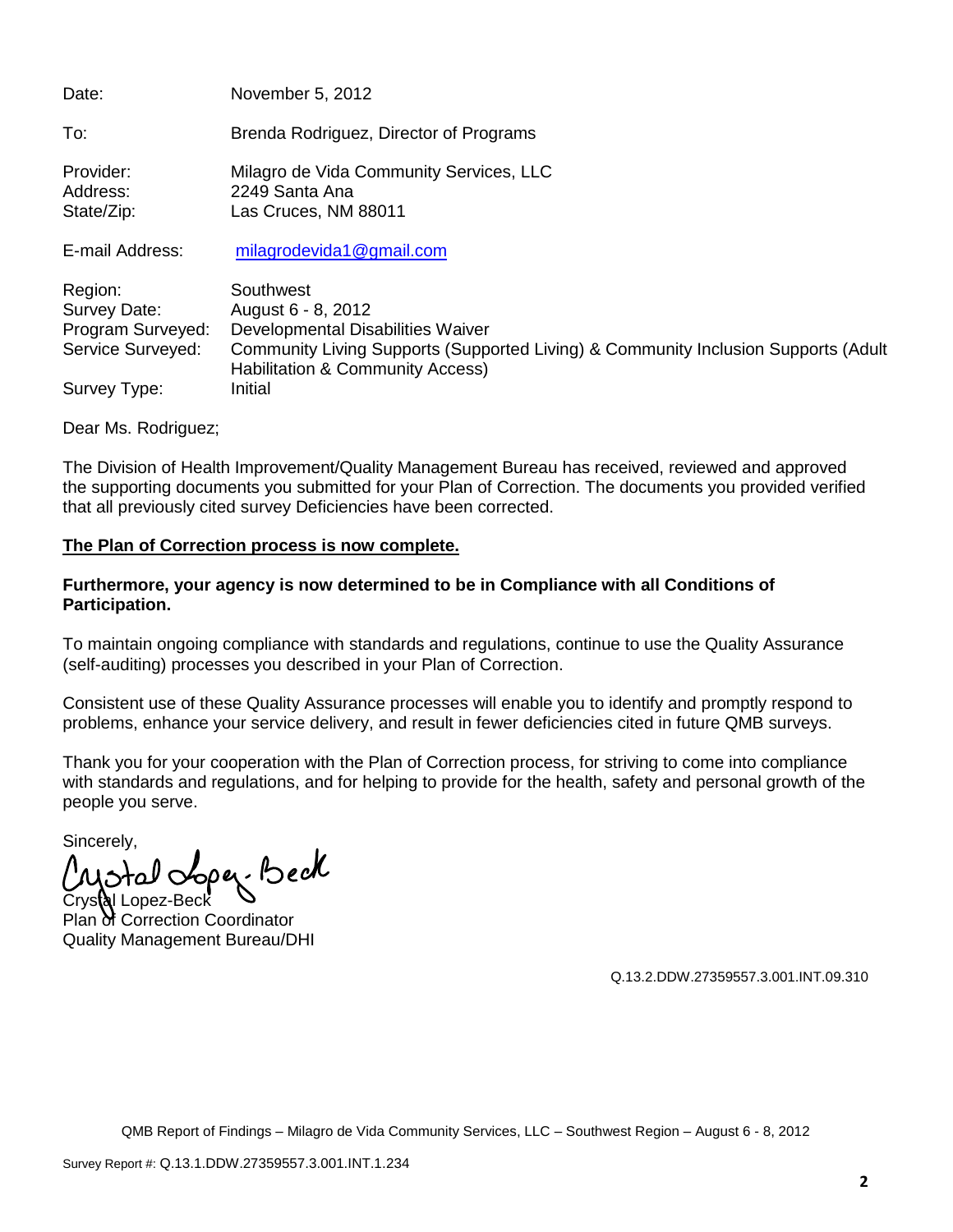| | |
|---|---|
| Date: | November 5, 2012 |
| To: | Brenda Rodriguez, Director of Programs |
| Provider: | Milagro de Vida Community Services, LLC |
| Address: | 2249 Santa Ana |
| State/Zip: | Las Cruces, NM 88011 |
| E-mail Address: | milagrodevida1@gmail.com |
| Region: | Southwest |
| Survey Date: | August 6 - 8, 2012 |
| Program Surveyed: | Developmental Disabilities Waiver |
| Service Surveyed: | Community Living Supports (Supported Living) & Community Inclusion Supports (Adult Habilitation & Community Access) |
| Survey Type: | Initial |

Dear Ms. Rodriguez;

The Division of Health Improvement/Quality Management Bureau has received, reviewed and approved the supporting documents you submitted for your Plan of Correction. The documents you provided verified that all previously cited survey Deficiencies have been corrected.

**The Plan of Correction process is now complete.**

**Furthermore, your agency is now determined to be in Compliance with all Conditions of Participation.**

To maintain ongoing compliance with standards and regulations, continue to use the Quality Assurance (self-auditing) processes you described in your Plan of Correction.

Consistent use of these Quality Assurance processes will enable you to identify and promptly respond to problems, enhance your service delivery, and result in fewer deficiencies cited in future QMB surveys.

Thank you for your cooperation with the Plan of Correction process, for striving to come into compliance with standards and regulations, and for helping to provide for the health, safety and personal growth of the people you serve.

Sincerely,

Crystal Lopez-Beck

Crystal Lopez-Beck
Plan of Correction Coordinator
Quality Management Bureau/DHI

Q.13.2.DDW.27359557.3.001.INT.09.310

QMB Report of Findings – Milagro de Vida Community Services, LLC – Southwest Region – August 6 - 8, 2012

Survey Report #: Q.13.1.DDW.27359557.3.001.INT.1.234